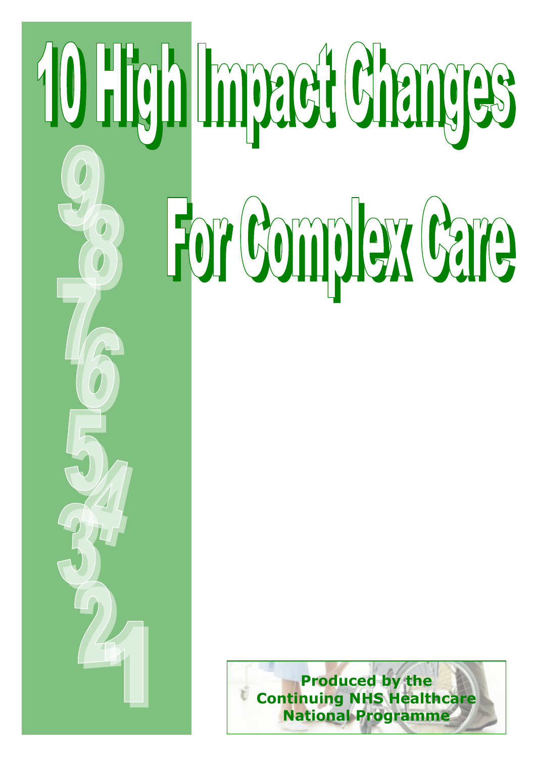# 10 High Impact Changes

# For Complex Care

**Produced by the Continuing NHS Healthcare National Programme**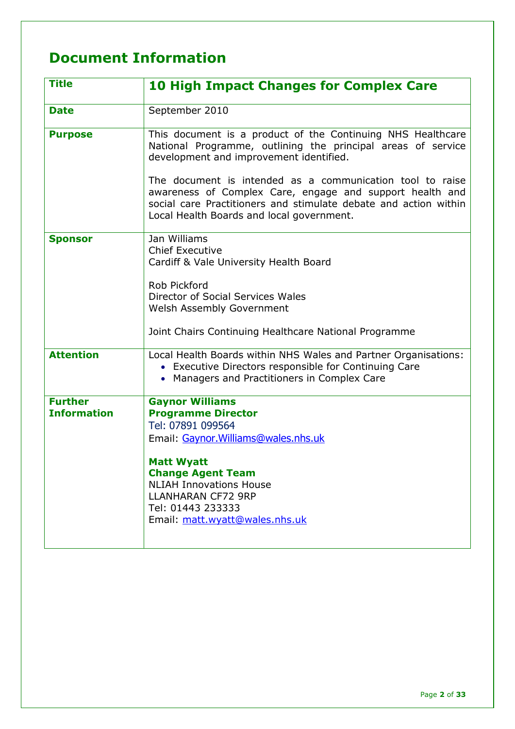# Document Information

| Title | 10 High Impact Changes for Complex Care |
|---|---|
| **Date** | September 2010 |
| **Purpose** | This document is a product of the Continuing NHS Healthcare National Programme, outlining the principal areas of service development and improvement identified.<br><br>The document is intended as a communication tool to raise awareness of Complex Care, engage and support health and social care Practitioners and stimulate debate and action within Local Health Boards and local government. |
| **Sponsor** | Jan Williams<br>Chief Executive<br>Cardiff & Vale University Health Board<br><br>Rob Pickford<br>Director of Social Services Wales<br>Welsh Assembly Government<br><br>Joint Chairs Continuing Healthcare National Programme |
| **Attention** | Local Health Boards within NHS Wales and Partner Organisations:<br>• Executive Directors responsible for Continuing Care<br>• Managers and Practitioners in Complex Care |
| **Further Information** | **Gaynor Williams**<br>**Programme Director**<br>Tel: 07891 099564<br>Email: Gaynor.Williams@wales.nhs.uk<br><br>**Matt Wyatt**<br>**Change Agent Team**<br>NLIAH Innovations House<br>LLANHARAN CF72 9RP<br>Tel: 01443 233333<br>Email: matt.wyatt@wales.nhs.uk |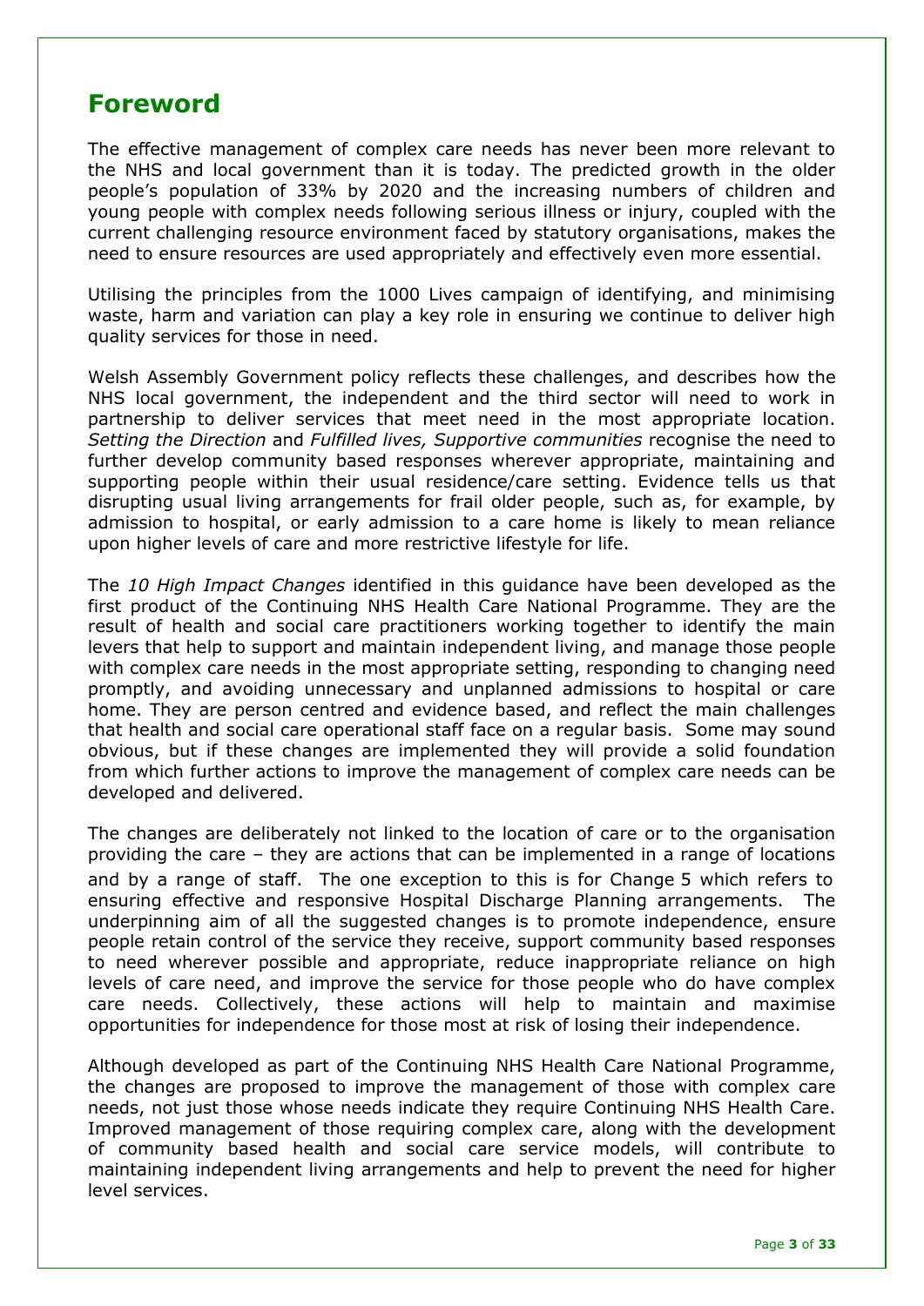## Foreword

The effective management of complex care needs has never been more relevant to the NHS and local government than it is today. The predicted growth in the older people's population of 33% by 2020 and the increasing numbers of children and young people with complex needs following serious illness or injury, coupled with the current challenging resource environment faced by statutory organisations, makes the need to ensure resources are used appropriately and effectively even more essential.

Utilising the principles from the 1000 Lives campaign of identifying, and minimising waste, harm and variation can play a key role in ensuring we continue to deliver high quality services for those in need.

Welsh Assembly Government policy reflects these challenges, and describes how the NHS local government, the independent and the third sector will need to work in partnership to deliver services that meet need in the most appropriate location. *Setting the Direction* and *Fulfilled lives, Supportive communities* recognise the need to further develop community based responses wherever appropriate, maintaining and supporting people within their usual residence/care setting. Evidence tells us that disrupting usual living arrangements for frail older people, such as, for example, by admission to hospital, or early admission to a care home is likely to mean reliance upon higher levels of care and more restrictive lifestyle for life.

The *10 High Impact Changes* identified in this guidance have been developed as the first product of the Continuing NHS Health Care National Programme. They are the result of health and social care practitioners working together to identify the main levers that help to support and maintain independent living, and manage those people with complex care needs in the most appropriate setting, responding to changing need promptly, and avoiding unnecessary and unplanned admissions to hospital or care home. They are person centred and evidence based, and reflect the main challenges that health and social care operational staff face on a regular basis. Some may sound obvious, but if these changes are implemented they will provide a solid foundation from which further actions to improve the management of complex care needs can be developed and delivered.

The changes are deliberately not linked to the location of care or to the organisation providing the care – they are actions that can be implemented in a range of locations and by a range of staff. The one exception to this is for Change 5 which refers to ensuring effective and responsive Hospital Discharge Planning arrangements. The underpinning aim of all the suggested changes is to promote independence, ensure people retain control of the service they receive, support community based responses to need wherever possible and appropriate, reduce inappropriate reliance on high levels of care need, and improve the service for those people who do have complex care needs. Collectively, these actions will help to maintain and maximise opportunities for independence for those most at risk of losing their independence.

Although developed as part of the Continuing NHS Health Care National Programme, the changes are proposed to improve the management of those with complex care needs, not just those whose needs indicate they require Continuing NHS Health Care. Improved management of those requiring complex care, along with the development of community based health and social care service models, will contribute to maintaining independent living arrangements and help to prevent the need for higher level services.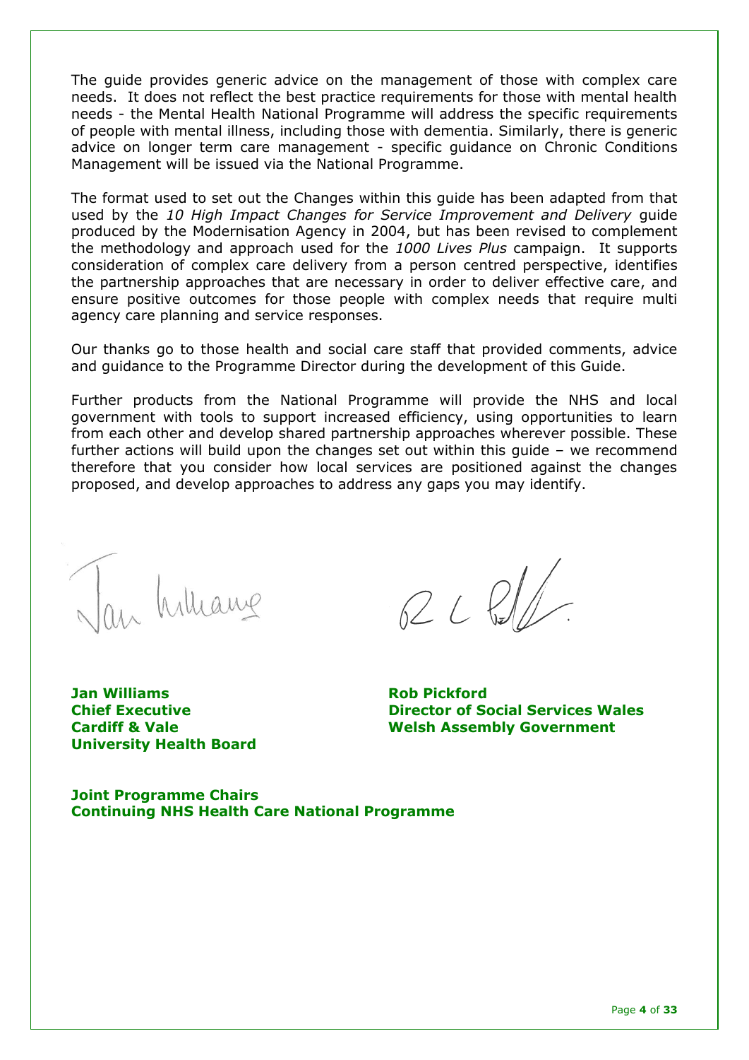The guide provides generic advice on the management of those with complex care needs. It does not reflect the best practice requirements for those with mental health needs - the Mental Health National Programme will address the specific requirements of people with mental illness, including those with dementia. Similarly, there is generic advice on longer term care management - specific guidance on Chronic Conditions Management will be issued via the National Programme.

The format used to set out the Changes within this guide has been adapted from that used by the *10 High Impact Changes for Service Improvement and Delivery* guide produced by the Modernisation Agency in 2004, but has been revised to complement the methodology and approach used for the *1000 Lives Plus* campaign. It supports consideration of complex care delivery from a person centred perspective, identifies the partnership approaches that are necessary in order to deliver effective care, and ensure positive outcomes for those people with complex needs that require multi agency care planning and service responses.

Our thanks go to those health and social care staff that provided comments, advice and guidance to the Programme Director during the development of this Guide.

Further products from the National Programme will provide the NHS and local government with tools to support increased efficiency, using opportunities to learn from each other and develop shared partnership approaches wherever possible. These further actions will build upon the changes set out within this guide – we recommend therefore that you consider how local services are positioned against the changes proposed, and develop approaches to address any gaps you may identify.

**Jan Williams**
**Chief Executive**
**Cardiff & Vale**
**University Health Board**

**Rob Pickford**
**Director of Social Services Wales**
**Welsh Assembly Government**

**Joint Programme Chairs**
**Continuing NHS Health Care National Programme**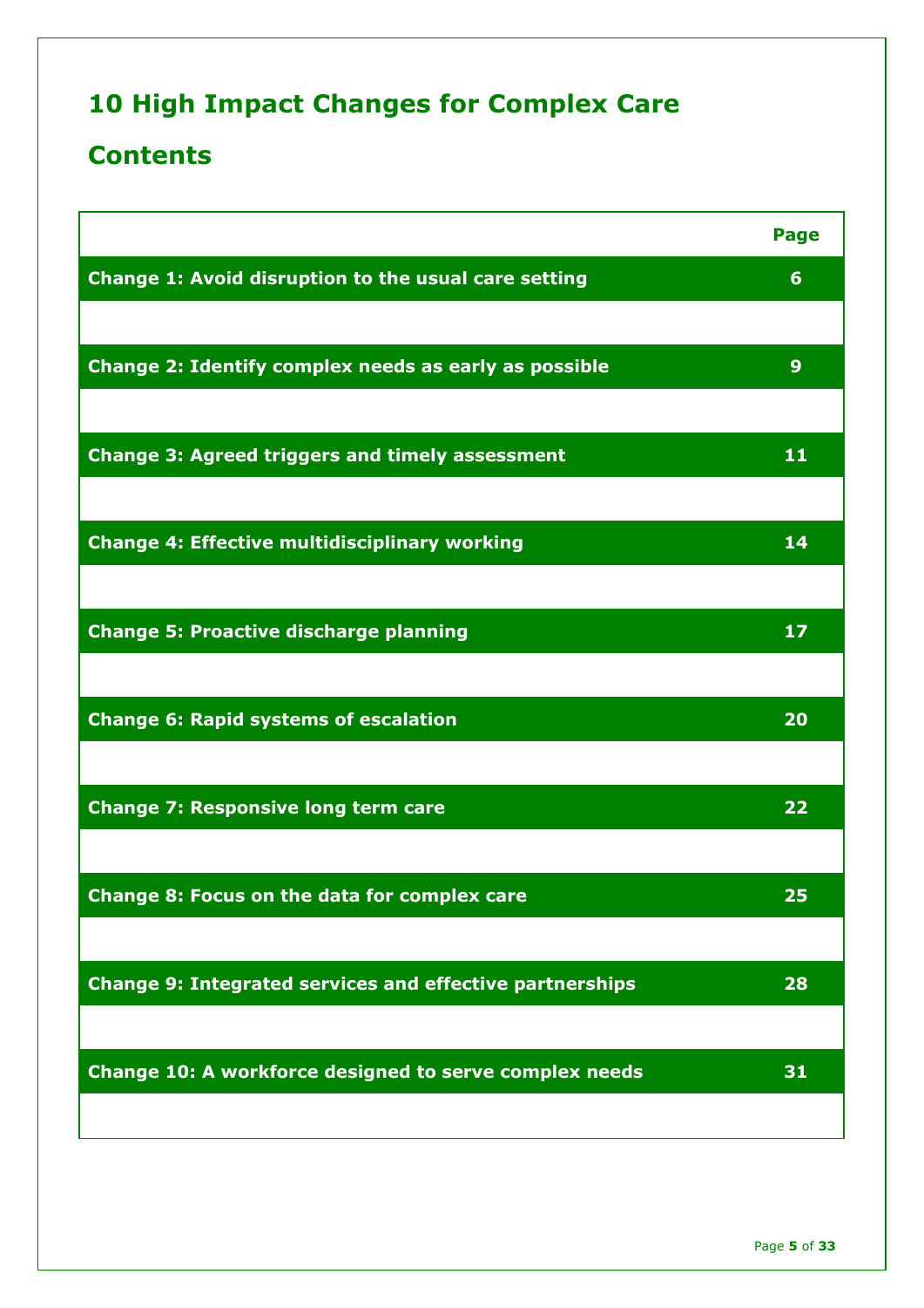# 10 High Impact Changes for Complex Care

## Contents

| | Page |
|---|---|
| **Change 1: Avoid disruption to the usual care setting** | **6** |
| **Change 2: Identify complex needs as early as possible** | **9** |
| **Change 3: Agreed triggers and timely assessment** | **11** |
| **Change 4: Effective multidisciplinary working** | **14** |
| **Change 5: Proactive discharge planning** | **17** |
| **Change 6: Rapid systems of escalation** | **20** |
| **Change 7: Responsive long term care** | **22** |
| **Change 8: Focus on the data for complex care** | **25** |
| **Change 9: Integrated services and effective partnerships** | **28** |
| **Change 10: A workforce designed to serve complex needs** | **31** |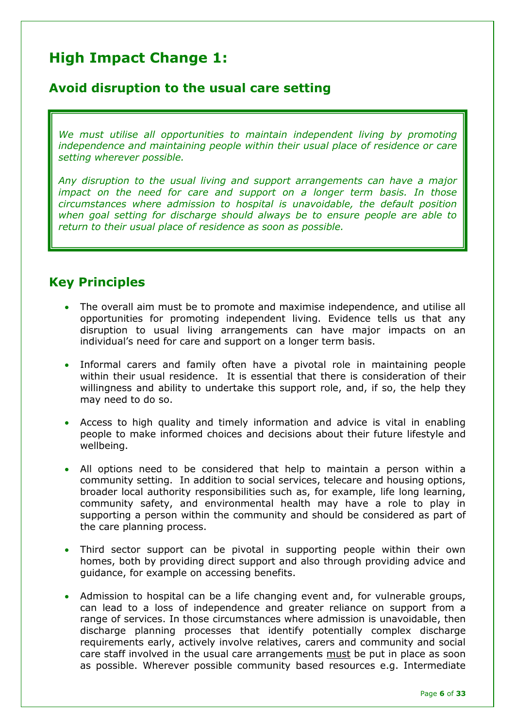# High Impact Change 1:

## Avoid disruption to the usual care setting

*We must utilise all opportunities to maintain independent living by promoting independence and maintaining people within their usual place of residence or care setting wherever possible.*

*Any disruption to the usual living and support arrangements can have a major impact on the need for care and support on a longer term basis. In those circumstances where admission to hospital is unavoidable, the default position when goal setting for discharge should always be to ensure people are able to return to their usual place of residence as soon as possible.*

## Key Principles

- The overall aim must be to promote and maximise independence, and utilise all opportunities for promoting independent living. Evidence tells us that any disruption to usual living arrangements can have major impacts on an individual's need for care and support on a longer term basis.
- Informal carers and family often have a pivotal role in maintaining people within their usual residence. It is essential that there is consideration of their willingness and ability to undertake this support role, and, if so, the help they may need to do so.
- Access to high quality and timely information and advice is vital in enabling people to make informed choices and decisions about their future lifestyle and wellbeing.
- All options need to be considered that help to maintain a person within a community setting. In addition to social services, telecare and housing options, broader local authority responsibilities such as, for example, life long learning, community safety, and environmental health may have a role to play in supporting a person within the community and should be considered as part of the care planning process.
- Third sector support can be pivotal in supporting people within their own homes, both by providing direct support and also through providing advice and guidance, for example on accessing benefits.
- Admission to hospital can be a life changing event and, for vulnerable groups, can lead to a loss of independence and greater reliance on support from a range of services. In those circumstances where admission is unavoidable, then discharge planning processes that identify potentially complex discharge requirements early, actively involve relatives, carers and community and social care staff involved in the usual care arrangements <u>must</u> be put in place as soon as possible. Wherever possible community based resources e.g. Intermediate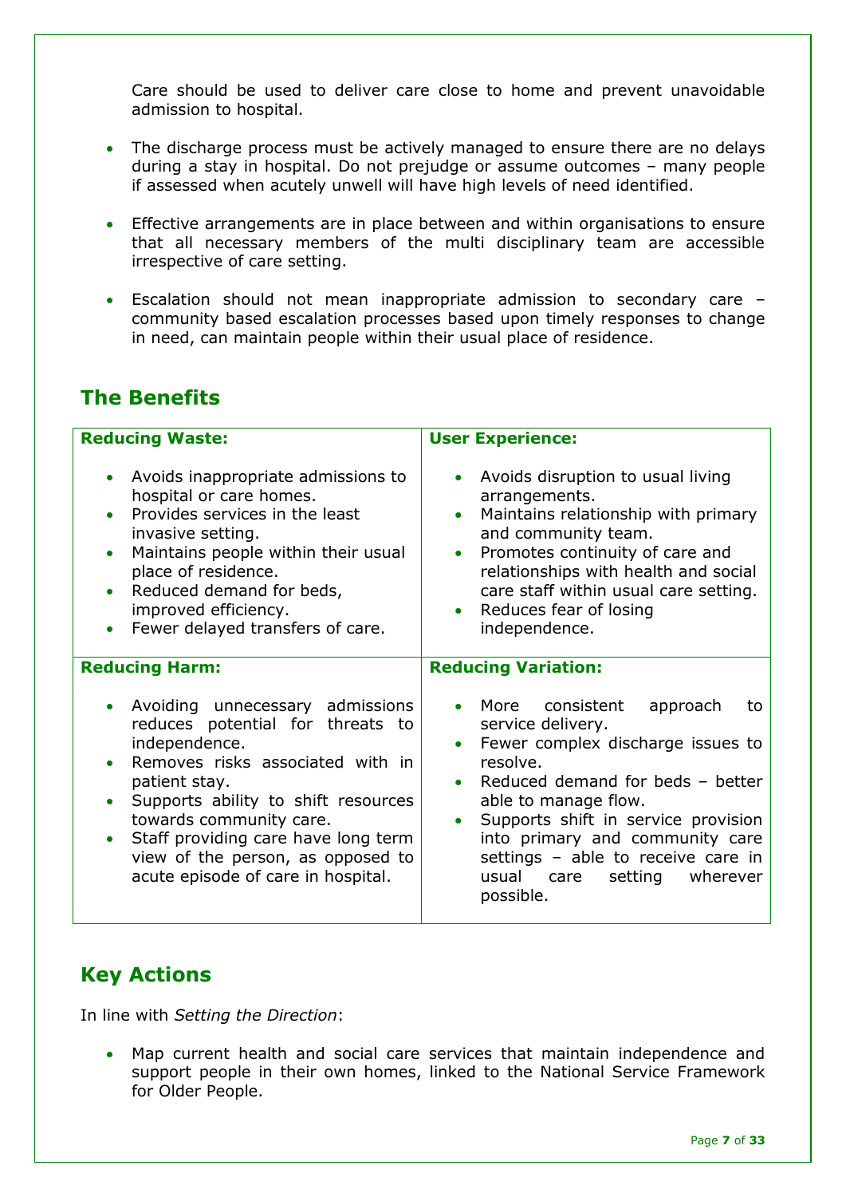Care should be used to deliver care close to home and prevent unavoidable admission to hospital.

- The discharge process must be actively managed to ensure there are no delays during a stay in hospital. Do not prejudge or assume outcomes – many people if assessed when acutely unwell will have high levels of need identified.

- Effective arrangements are in place between and within organisations to ensure that all necessary members of the multi disciplinary team are accessible irrespective of care setting.

- Escalation should not mean inappropriate admission to secondary care – community based escalation processes based upon timely responses to change in need, can maintain people within their usual place of residence.

## The Benefits

| | |
|---|---|
| **Reducing Waste:**<br><br>• Avoids inappropriate admissions to hospital or care homes.<br>• Provides services in the least invasive setting.<br>• Maintains people within their usual place of residence.<br>• Reduced demand for beds, improved efficiency.<br>• Fewer delayed transfers of care. | **User Experience:**<br><br>• Avoids disruption to usual living arrangements.<br>• Maintains relationship with primary and community team.<br>• Promotes continuity of care and relationships with health and social care staff within usual care setting.<br>• Reduces fear of losing independence. |
| **Reducing Harm:**<br><br>• Avoiding unnecessary admissions reduces potential for threats to independence.<br>• Removes risks associated with in patient stay.<br>• Supports ability to shift resources towards community care.<br>• Staff providing care have long term view of the person, as opposed to acute episode of care in hospital. | **Reducing Variation:**<br><br>• More consistent approach to service delivery.<br>• Fewer complex discharge issues to resolve.<br>• Reduced demand for beds – better able to manage flow.<br>• Supports shift in service provision into primary and community care settings – able to receive care in usual care setting wherever possible. |

## Key Actions

In line with *Setting the Direction*:

- Map current health and social care services that maintain independence and support people in their own homes, linked to the National Service Framework for Older People.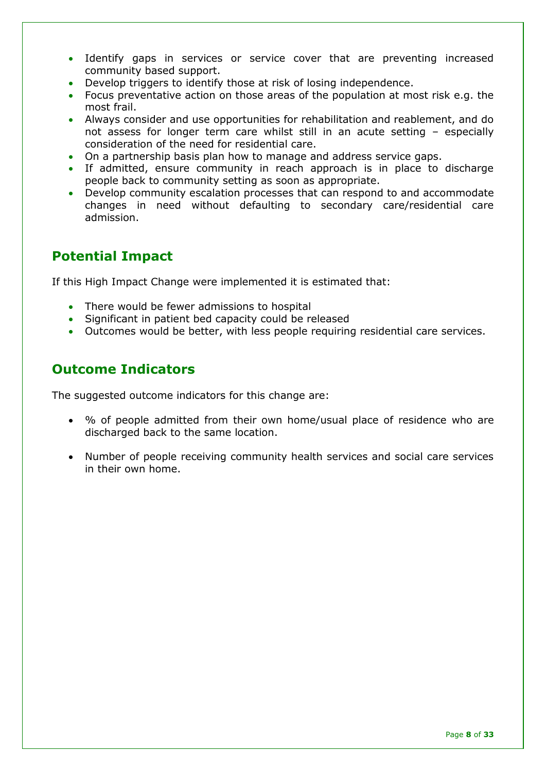- Identify gaps in services or service cover that are preventing increased community based support.
- Develop triggers to identify those at risk of losing independence.
- Focus preventative action on those areas of the population at most risk e.g. the most frail.
- Always consider and use opportunities for rehabilitation and reablement, and do not assess for longer term care whilst still in an acute setting – especially consideration of the need for residential care.
- On a partnership basis plan how to manage and address service gaps.
- If admitted, ensure community in reach approach is in place to discharge people back to community setting as soon as appropriate.
- Develop community escalation processes that can respond to and accommodate changes in need without defaulting to secondary care/residential care admission.

## Potential Impact

If this High Impact Change were implemented it is estimated that:

- There would be fewer admissions to hospital
- Significant in patient bed capacity could be released
- Outcomes would be better, with less people requiring residential care services.

## Outcome Indicators

The suggested outcome indicators for this change are:

- % of people admitted from their own home/usual place of residence who are discharged back to the same location.

- Number of people receiving community health services and social care services in their own home.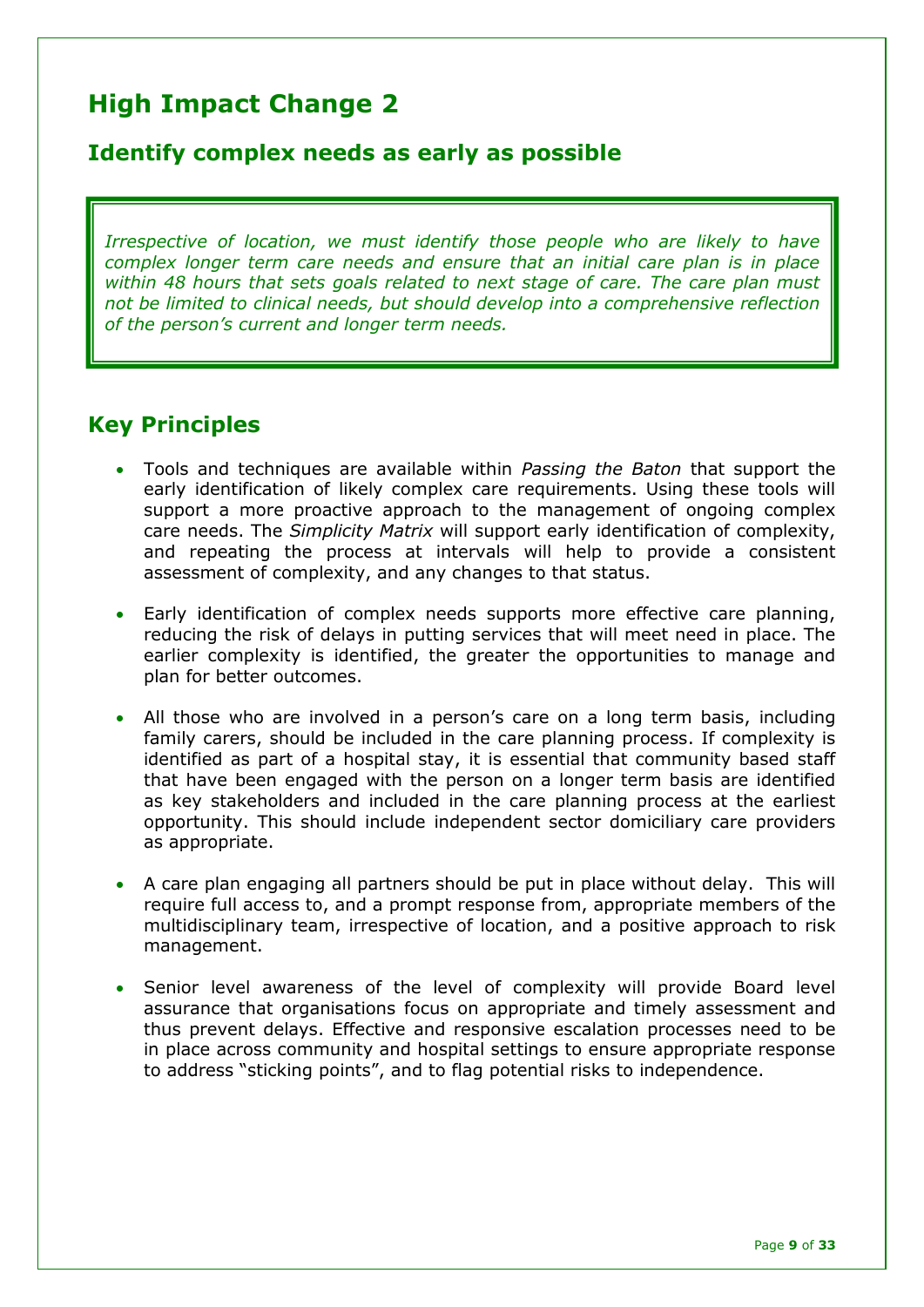# High Impact Change 2

## Identify complex needs as early as possible

> *Irrespective of location, we must identify those people who are likely to have complex longer term care needs and ensure that an initial care plan is in place within 48 hours that sets goals related to next stage of care. The care plan must not be limited to clinical needs, but should develop into a comprehensive reflection of the person's current and longer term needs.*

## Key Principles

- Tools and techniques are available within *Passing the Baton* that support the early identification of likely complex care requirements. Using these tools will support a more proactive approach to the management of ongoing complex care needs. The *Simplicity Matrix* will support early identification of complexity, and repeating the process at intervals will help to provide a consistent assessment of complexity, and any changes to that status.

- Early identification of complex needs supports more effective care planning, reducing the risk of delays in putting services that will meet need in place. The earlier complexity is identified, the greater the opportunities to manage and plan for better outcomes.

- All those who are involved in a person's care on a long term basis, including family carers, should be included in the care planning process. If complexity is identified as part of a hospital stay, it is essential that community based staff that have been engaged with the person on a longer term basis are identified as key stakeholders and included in the care planning process at the earliest opportunity. This should include independent sector domiciliary care providers as appropriate.

- A care plan engaging all partners should be put in place without delay. This will require full access to, and a prompt response from, appropriate members of the multidisciplinary team, irrespective of location, and a positive approach to risk management.

- Senior level awareness of the level of complexity will provide Board level assurance that organisations focus on appropriate and timely assessment and thus prevent delays. Effective and responsive escalation processes need to be in place across community and hospital settings to ensure appropriate response to address "sticking points", and to flag potential risks to independence.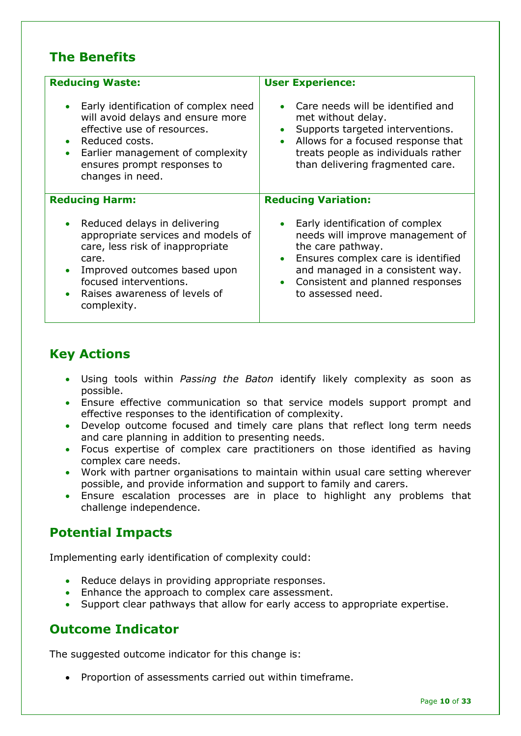## The Benefits

| Reducing Waste: | User Experience: |
|---|---|
| • Early identification of complex need will avoid delays and ensure more effective use of resources.<br>• Reduced costs.<br>• Earlier management of complexity ensures prompt responses to changes in need. | • Care needs will be identified and met without delay.<br>• Supports targeted interventions.<br>• Allows for a focused response that treats people as individuals rather than delivering fragmented care. |
| **Reducing Harm:** | **Reducing Variation:** |
| • Reduced delays in delivering appropriate services and models of care, less risk of inappropriate care.<br>• Improved outcomes based upon focused interventions.<br>• Raises awareness of levels of complexity. | • Early identification of complex needs will improve management of the care pathway.<br>• Ensures complex care is identified and managed in a consistent way.<br>• Consistent and planned responses to assessed need. |

## Key Actions

- Using tools within *Passing the Baton* identify likely complexity as soon as possible.
- Ensure effective communication so that service models support prompt and effective responses to the identification of complexity.
- Develop outcome focused and timely care plans that reflect long term needs and care planning in addition to presenting needs.
- Focus expertise of complex care practitioners on those identified as having complex care needs.
- Work with partner organisations to maintain within usual care setting wherever possible, and provide information and support to family and carers.
- Ensure escalation processes are in place to highlight any problems that challenge independence.

## Potential Impacts

Implementing early identification of complexity could:

- Reduce delays in providing appropriate responses.
- Enhance the approach to complex care assessment.
- Support clear pathways that allow for early access to appropriate expertise.

## Outcome Indicator

The suggested outcome indicator for this change is:

- Proportion of assessments carried out within timeframe.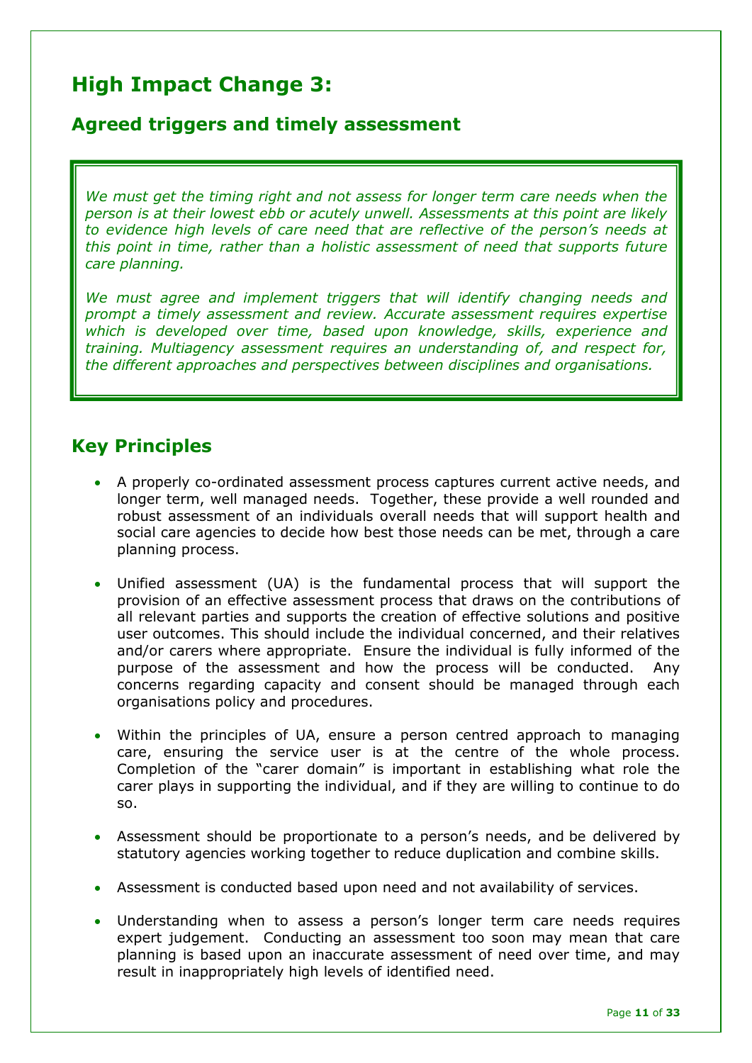# High Impact Change 3:

## Agreed triggers and timely assessment

*We must get the timing right and not assess for longer term care needs when the person is at their lowest ebb or acutely unwell. Assessments at this point are likely to evidence high levels of care need that are reflective of the person's needs at this point in time, rather than a holistic assessment of need that supports future care planning.*

*We must agree and implement triggers that will identify changing needs and prompt a timely assessment and review. Accurate assessment requires expertise which is developed over time, based upon knowledge, skills, experience and training. Multiagency assessment requires an understanding of, and respect for, the different approaches and perspectives between disciplines and organisations.*

## Key Principles

- A properly co-ordinated assessment process captures current active needs, and longer term, well managed needs. Together, these provide a well rounded and robust assessment of an individuals overall needs that will support health and social care agencies to decide how best those needs can be met, through a care planning process.

- Unified assessment (UA) is the fundamental process that will support the provision of an effective assessment process that draws on the contributions of all relevant parties and supports the creation of effective solutions and positive user outcomes. This should include the individual concerned, and their relatives and/or carers where appropriate. Ensure the individual is fully informed of the purpose of the assessment and how the process will be conducted. Any concerns regarding capacity and consent should be managed through each organisations policy and procedures.

- Within the principles of UA, ensure a person centred approach to managing care, ensuring the service user is at the centre of the whole process. Completion of the "carer domain" is important in establishing what role the carer plays in supporting the individual, and if they are willing to continue to do so.

- Assessment should be proportionate to a person's needs, and be delivered by statutory agencies working together to reduce duplication and combine skills.

- Assessment is conducted based upon need and not availability of services.

- Understanding when to assess a person's longer term care needs requires expert judgement. Conducting an assessment too soon may mean that care planning is based upon an inaccurate assessment of need over time, and may result in inappropriately high levels of identified need.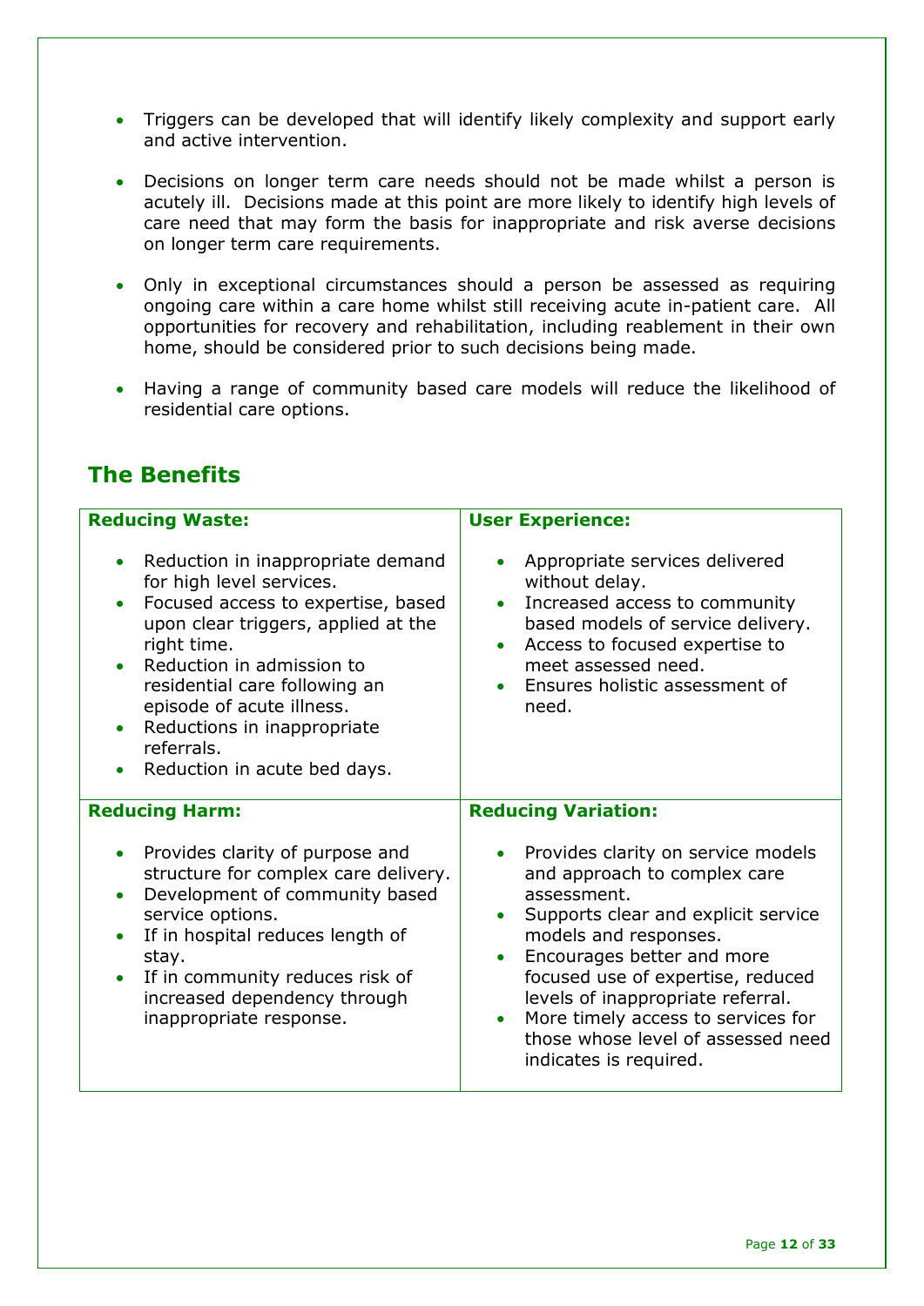- Triggers can be developed that will identify likely complexity and support early and active intervention.

- Decisions on longer term care needs should not be made whilst a person is acutely ill. Decisions made at this point are more likely to identify high levels of care need that may form the basis for inappropriate and risk averse decisions on longer term care requirements.

- Only in exceptional circumstances should a person be assessed as requiring ongoing care within a care home whilst still receiving acute in-patient care. All opportunities for recovery and rehabilitation, including reablement in their own home, should be considered prior to such decisions being made.

- Having a range of community based care models will reduce the likelihood of residential care options.

## The Benefits

| | |
|---|---|
| **Reducing Waste:**<br><br>• Reduction in inappropriate demand for high level services.<br>• Focused access to expertise, based upon clear triggers, applied at the right time.<br>• Reduction in admission to residential care following an episode of acute illness.<br>• Reductions in inappropriate referrals.<br>• Reduction in acute bed days. | **User Experience:**<br><br>• Appropriate services delivered without delay.<br>• Increased access to community based models of service delivery.<br>• Access to focused expertise to meet assessed need.<br>• Ensures holistic assessment of need. |
| **Reducing Harm:**<br><br>• Provides clarity of purpose and structure for complex care delivery.<br>• Development of community based service options.<br>• If in hospital reduces length of stay.<br>• If in community reduces risk of increased dependency through inappropriate response. | **Reducing Variation:**<br><br>• Provides clarity on service models and approach to complex care assessment.<br>• Supports clear and explicit service models and responses.<br>• Encourages better and more focused use of expertise, reduced levels of inappropriate referral.<br>• More timely access to services for those whose level of assessed need indicates is required. |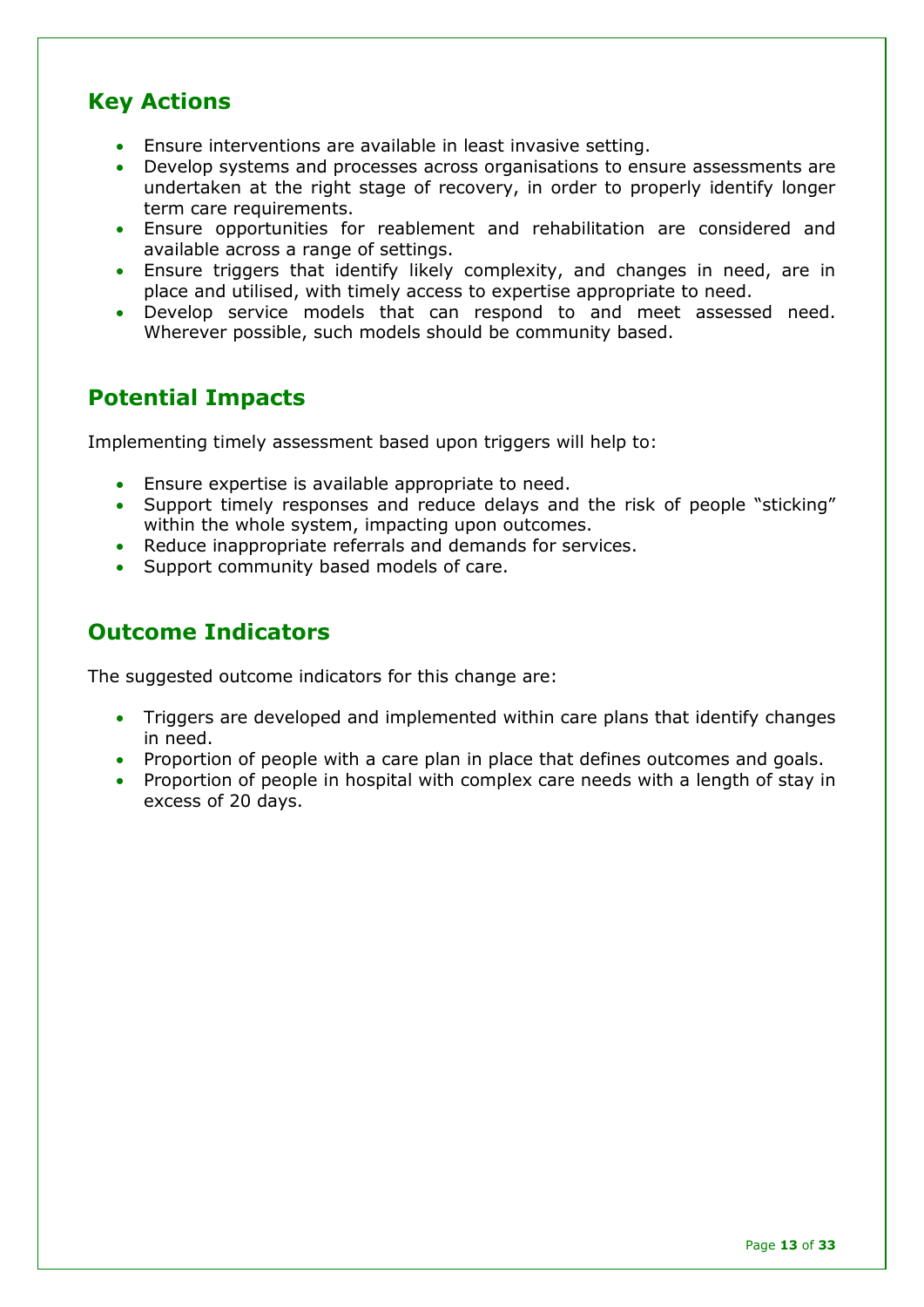## Key Actions

- Ensure interventions are available in least invasive setting.
- Develop systems and processes across organisations to ensure assessments are undertaken at the right stage of recovery, in order to properly identify longer term care requirements.
- Ensure opportunities for reablement and rehabilitation are considered and available across a range of settings.
- Ensure triggers that identify likely complexity, and changes in need, are in place and utilised, with timely access to expertise appropriate to need.
- Develop service models that can respond to and meet assessed need. Wherever possible, such models should be community based.

## Potential Impacts

Implementing timely assessment based upon triggers will help to:

- Ensure expertise is available appropriate to need.
- Support timely responses and reduce delays and the risk of people "sticking" within the whole system, impacting upon outcomes.
- Reduce inappropriate referrals and demands for services.
- Support community based models of care.

## Outcome Indicators

The suggested outcome indicators for this change are:

- Triggers are developed and implemented within care plans that identify changes in need.
- Proportion of people with a care plan in place that defines outcomes and goals.
- Proportion of people in hospital with complex care needs with a length of stay in excess of 20 days.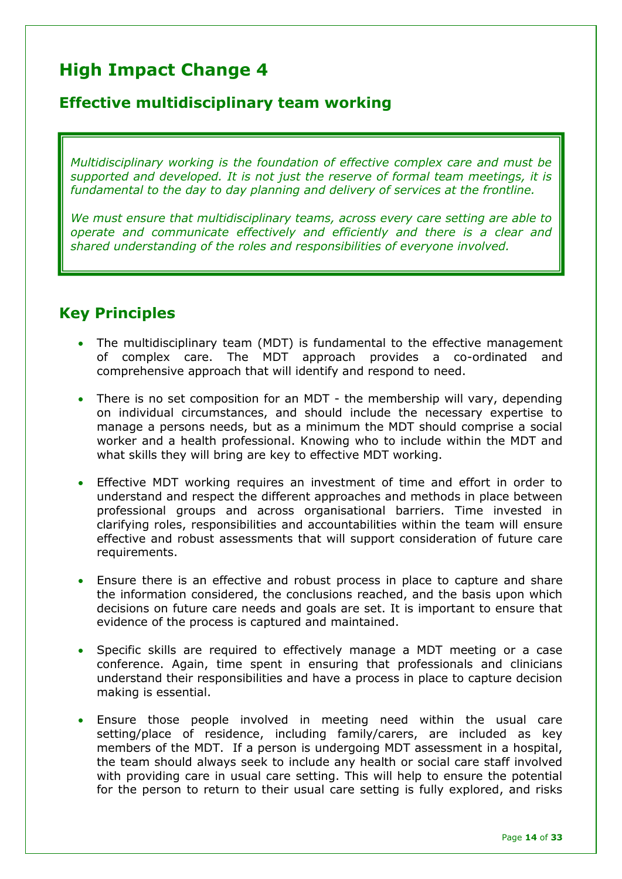# High Impact Change 4

## Effective multidisciplinary team working

*Multidisciplinary working is the foundation of effective complex care and must be supported and developed. It is not just the reserve of formal team meetings, it is fundamental to the day to day planning and delivery of services at the frontline.*

*We must ensure that multidisciplinary teams, across every care setting are able to operate and communicate effectively and efficiently and there is a clear and shared understanding of the roles and responsibilities of everyone involved.*

## Key Principles

- The multidisciplinary team (MDT) is fundamental to the effective management of complex care. The MDT approach provides a co-ordinated and comprehensive approach that will identify and respond to need.

- There is no set composition for an MDT - the membership will vary, depending on individual circumstances, and should include the necessary expertise to manage a persons needs, but as a minimum the MDT should comprise a social worker and a health professional. Knowing who to include within the MDT and what skills they will bring are key to effective MDT working.

- Effective MDT working requires an investment of time and effort in order to understand and respect the different approaches and methods in place between professional groups and across organisational barriers. Time invested in clarifying roles, responsibilities and accountabilities within the team will ensure effective and robust assessments that will support consideration of future care requirements.

- Ensure there is an effective and robust process in place to capture and share the information considered, the conclusions reached, and the basis upon which decisions on future care needs and goals are set. It is important to ensure that evidence of the process is captured and maintained.

- Specific skills are required to effectively manage a MDT meeting or a case conference. Again, time spent in ensuring that professionals and clinicians understand their responsibilities and have a process in place to capture decision making is essential.

- Ensure those people involved in meeting need within the usual care setting/place of residence, including family/carers, are included as key members of the MDT. If a person is undergoing MDT assessment in a hospital, the team should always seek to include any health or social care staff involved with providing care in usual care setting. This will help to ensure the potential for the person to return to their usual care setting is fully explored, and risks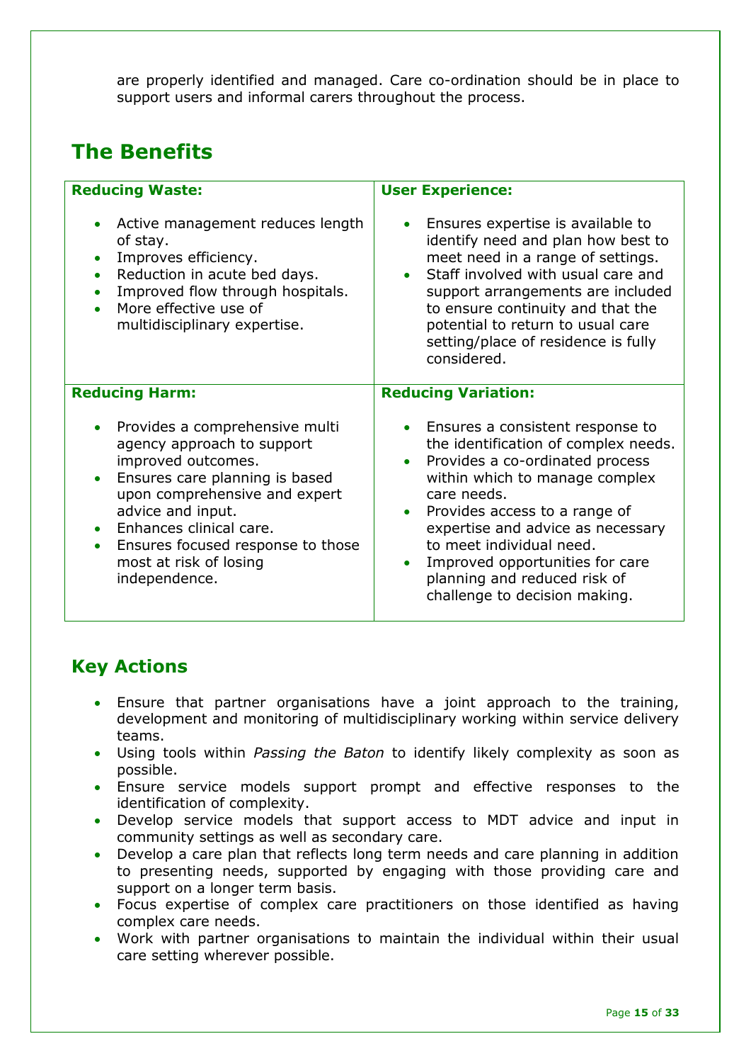are properly identified and managed. Care co-ordination should be in place to support users and informal carers throughout the process.

## The Benefits

| | |
|---|---|
| **Reducing Waste:**<br><br>• Active management reduces length of stay.<br>• Improves efficiency.<br>• Reduction in acute bed days.<br>• Improved flow through hospitals.<br>• More effective use of multidisciplinary expertise. | **User Experience:**<br><br>• Ensures expertise is available to identify need and plan how best to meet need in a range of settings.<br>• Staff involved with usual care and support arrangements are included to ensure continuity and that the potential to return to usual care setting/place of residence is fully considered. |
| **Reducing Harm:**<br><br>• Provides a comprehensive multi agency approach to support improved outcomes.<br>• Ensures care planning is based upon comprehensive and expert advice and input.<br>• Enhances clinical care.<br>• Ensures focused response to those most at risk of losing independence. | **Reducing Variation:**<br><br>• Ensures a consistent response to the identification of complex needs.<br>• Provides a co-ordinated process within which to manage complex care needs.<br>• Provides access to a range of expertise and advice as necessary to meet individual need.<br>• Improved opportunities for care planning and reduced risk of challenge to decision making. |

## Key Actions

- Ensure that partner organisations have a joint approach to the training, development and monitoring of multidisciplinary working within service delivery teams.
- Using tools within *Passing the Baton* to identify likely complexity as soon as possible.
- Ensure service models support prompt and effective responses to the identification of complexity.
- Develop service models that support access to MDT advice and input in community settings as well as secondary care.
- Develop a care plan that reflects long term needs and care planning in addition to presenting needs, supported by engaging with those providing care and support on a longer term basis.
- Focus expertise of complex care practitioners on those identified as having complex care needs.
- Work with partner organisations to maintain the individual within their usual care setting wherever possible.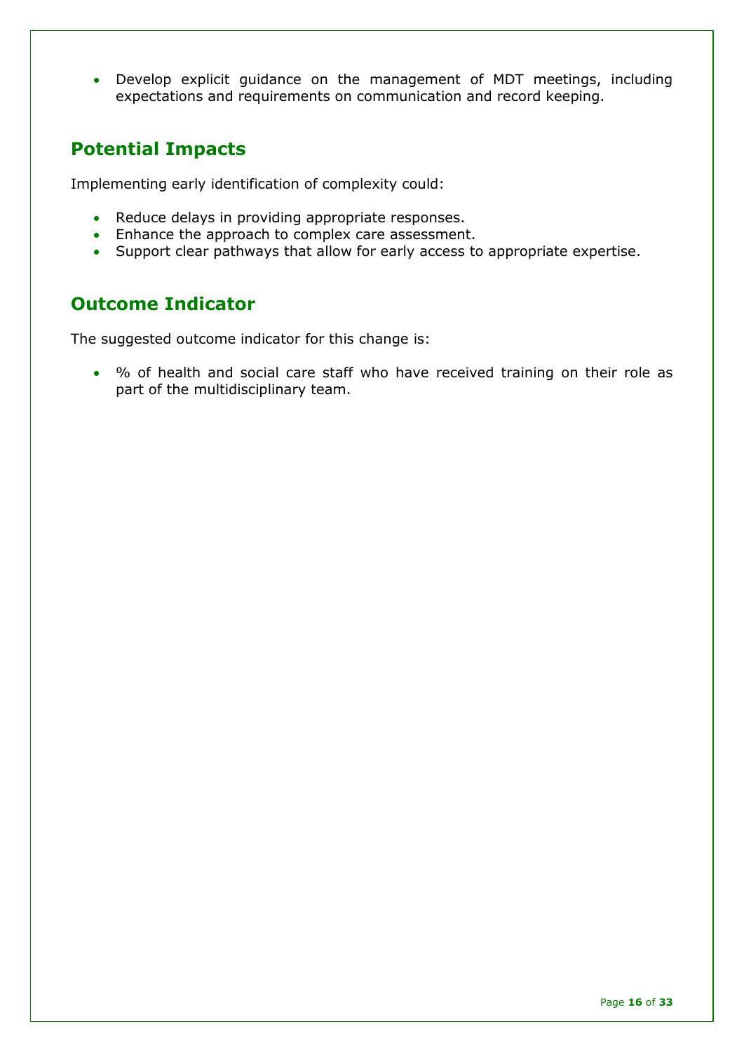- Develop explicit guidance on the management of MDT meetings, including expectations and requirements on communication and record keeping.

## Potential Impacts

Implementing early identification of complexity could:

- Reduce delays in providing appropriate responses.
- Enhance the approach to complex care assessment.
- Support clear pathways that allow for early access to appropriate expertise.

## Outcome Indicator

The suggested outcome indicator for this change is:

- % of health and social care staff who have received training on their role as part of the multidisciplinary team.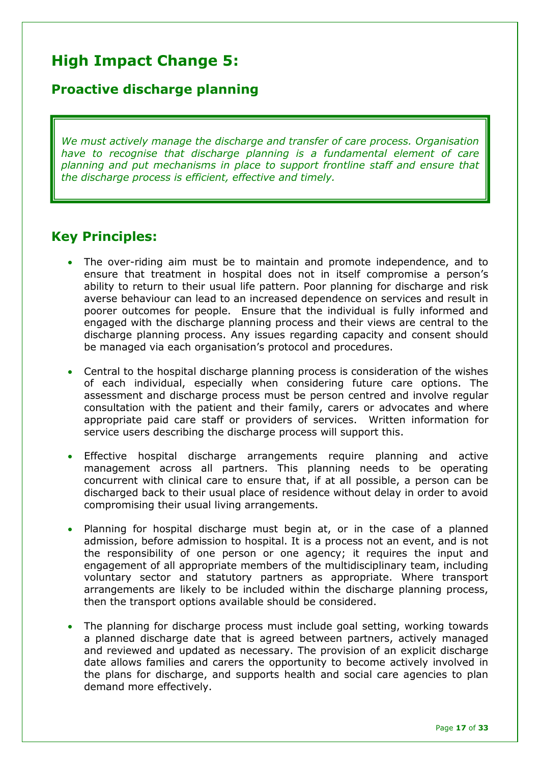# High Impact Change 5:

## Proactive discharge planning

> *We must actively manage the discharge and transfer of care process. Organisation have to recognise that discharge planning is a fundamental element of care planning and put mechanisms in place to support frontline staff and ensure that the discharge process is efficient, effective and timely.*

## Key Principles:

- The over-riding aim must be to maintain and promote independence, and to ensure that treatment in hospital does not in itself compromise a person's ability to return to their usual life pattern. Poor planning for discharge and risk averse behaviour can lead to an increased dependence on services and result in poorer outcomes for people. Ensure that the individual is fully informed and engaged with the discharge planning process and their views are central to the discharge planning process. Any issues regarding capacity and consent should be managed via each organisation's protocol and procedures.

- Central to the hospital discharge planning process is consideration of the wishes of each individual, especially when considering future care options. The assessment and discharge process must be person centred and involve regular consultation with the patient and their family, carers or advocates and where appropriate paid care staff or providers of services. Written information for service users describing the discharge process will support this.

- Effective hospital discharge arrangements require planning and active management across all partners. This planning needs to be operating concurrent with clinical care to ensure that, if at all possible, a person can be discharged back to their usual place of residence without delay in order to avoid compromising their usual living arrangements.

- Planning for hospital discharge must begin at, or in the case of a planned admission, before admission to hospital. It is a process not an event, and is not the responsibility of one person or one agency; it requires the input and engagement of all appropriate members of the multidisciplinary team, including voluntary sector and statutory partners as appropriate. Where transport arrangements are likely to be included within the discharge planning process, then the transport options available should be considered.

- The planning for discharge process must include goal setting, working towards a planned discharge date that is agreed between partners, actively managed and reviewed and updated as necessary. The provision of an explicit discharge date allows families and carers the opportunity to become actively involved in the plans for discharge, and supports health and social care agencies to plan demand more effectively.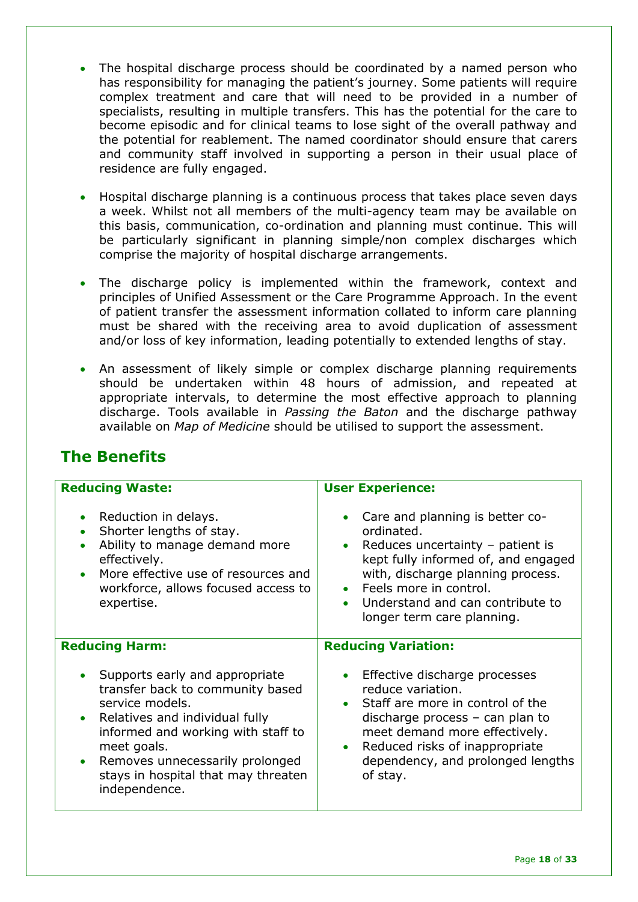- The hospital discharge process should be coordinated by a named person who has responsibility for managing the patient's journey. Some patients will require complex treatment and care that will need to be provided in a number of specialists, resulting in multiple transfers. This has the potential for the care to become episodic and for clinical teams to lose sight of the overall pathway and the potential for reablement. The named coordinator should ensure that carers and community staff involved in supporting a person in their usual place of residence are fully engaged.

- Hospital discharge planning is a continuous process that takes place seven days a week. Whilst not all members of the multi-agency team may be available on this basis, communication, co-ordination and planning must continue. This will be particularly significant in planning simple/non complex discharges which comprise the majority of hospital discharge arrangements.

- The discharge policy is implemented within the framework, context and principles of Unified Assessment or the Care Programme Approach. In the event of patient transfer the assessment information collated to inform care planning must be shared with the receiving area to avoid duplication of assessment and/or loss of key information, leading potentially to extended lengths of stay.

- An assessment of likely simple or complex discharge planning requirements should be undertaken within 48 hours of admission, and repeated at appropriate intervals, to determine the most effective approach to planning discharge. Tools available in *Passing the Baton* and the discharge pathway available on *Map of Medicine* should be utilised to support the assessment.

## The Benefits

| | |
|---|---|
| **Reducing Waste:**<br><br>• Reduction in delays.<br>• Shorter lengths of stay.<br>• Ability to manage demand more effectively.<br>• More effective use of resources and workforce, allows focused access to expertise. | **User Experience:**<br><br>• Care and planning is better co-ordinated.<br>• Reduces uncertainty – patient is kept fully informed of, and engaged with, discharge planning process.<br>• Feels more in control.<br>• Understand and can contribute to longer term care planning. |
| **Reducing Harm:**<br><br>• Supports early and appropriate transfer back to community based service models.<br>• Relatives and individual fully informed and working with staff to meet goals.<br>• Removes unnecessarily prolonged stays in hospital that may threaten independence. | **Reducing Variation:**<br><br>• Effective discharge processes reduce variation.<br>• Staff are more in control of the discharge process – can plan to meet demand more effectively.<br>• Reduced risks of inappropriate dependency, and prolonged lengths of stay. |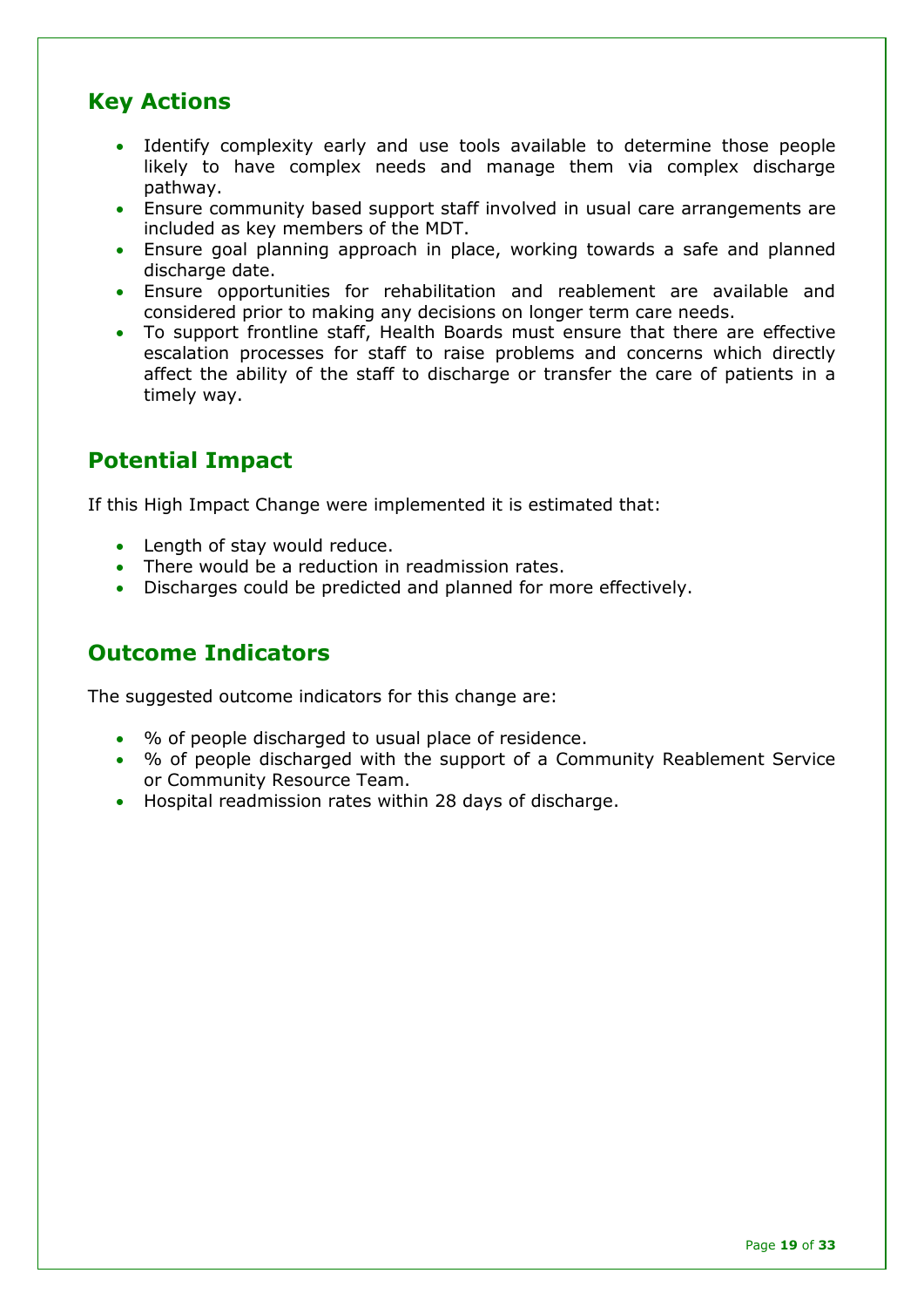## Key Actions

- Identify complexity early and use tools available to determine those people likely to have complex needs and manage them via complex discharge pathway.
- Ensure community based support staff involved in usual care arrangements are included as key members of the MDT.
- Ensure goal planning approach in place, working towards a safe and planned discharge date.
- Ensure opportunities for rehabilitation and reablement are available and considered prior to making any decisions on longer term care needs.
- To support frontline staff, Health Boards must ensure that there are effective escalation processes for staff to raise problems and concerns which directly affect the ability of the staff to discharge or transfer the care of patients in a timely way.

## Potential Impact

If this High Impact Change were implemented it is estimated that:

- Length of stay would reduce.
- There would be a reduction in readmission rates.
- Discharges could be predicted and planned for more effectively.

## Outcome Indicators

The suggested outcome indicators for this change are:

- % of people discharged to usual place of residence.
- % of people discharged with the support of a Community Reablement Service or Community Resource Team.
- Hospital readmission rates within 28 days of discharge.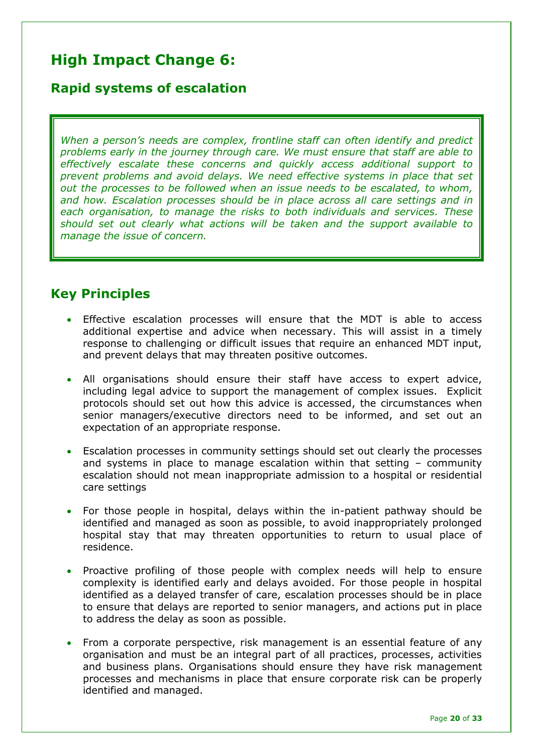# High Impact Change 6:

## Rapid systems of escalation

*When a person's needs are complex, frontline staff can often identify and predict problems early in the journey through care. We must ensure that staff are able to effectively escalate these concerns and quickly access additional support to prevent problems and avoid delays. We need effective systems in place that set out the processes to be followed when an issue needs to be escalated, to whom, and how. Escalation processes should be in place across all care settings and in each organisation, to manage the risks to both individuals and services. These should set out clearly what actions will be taken and the support available to manage the issue of concern.*

## Key Principles

- Effective escalation processes will ensure that the MDT is able to access additional expertise and advice when necessary. This will assist in a timely response to challenging or difficult issues that require an enhanced MDT input, and prevent delays that may threaten positive outcomes.

- All organisations should ensure their staff have access to expert advice, including legal advice to support the management of complex issues. Explicit protocols should set out how this advice is accessed, the circumstances when senior managers/executive directors need to be informed, and set out an expectation of an appropriate response.

- Escalation processes in community settings should set out clearly the processes and systems in place to manage escalation within that setting – community escalation should not mean inappropriate admission to a hospital or residential care settings

- For those people in hospital, delays within the in-patient pathway should be identified and managed as soon as possible, to avoid inappropriately prolonged hospital stay that may threaten opportunities to return to usual place of residence.

- Proactive profiling of those people with complex needs will help to ensure complexity is identified early and delays avoided. For those people in hospital identified as a delayed transfer of care, escalation processes should be in place to ensure that delays are reported to senior managers, and actions put in place to address the delay as soon as possible.

- From a corporate perspective, risk management is an essential feature of any organisation and must be an integral part of all practices, processes, activities and business plans. Organisations should ensure they have risk management processes and mechanisms in place that ensure corporate risk can be properly identified and managed.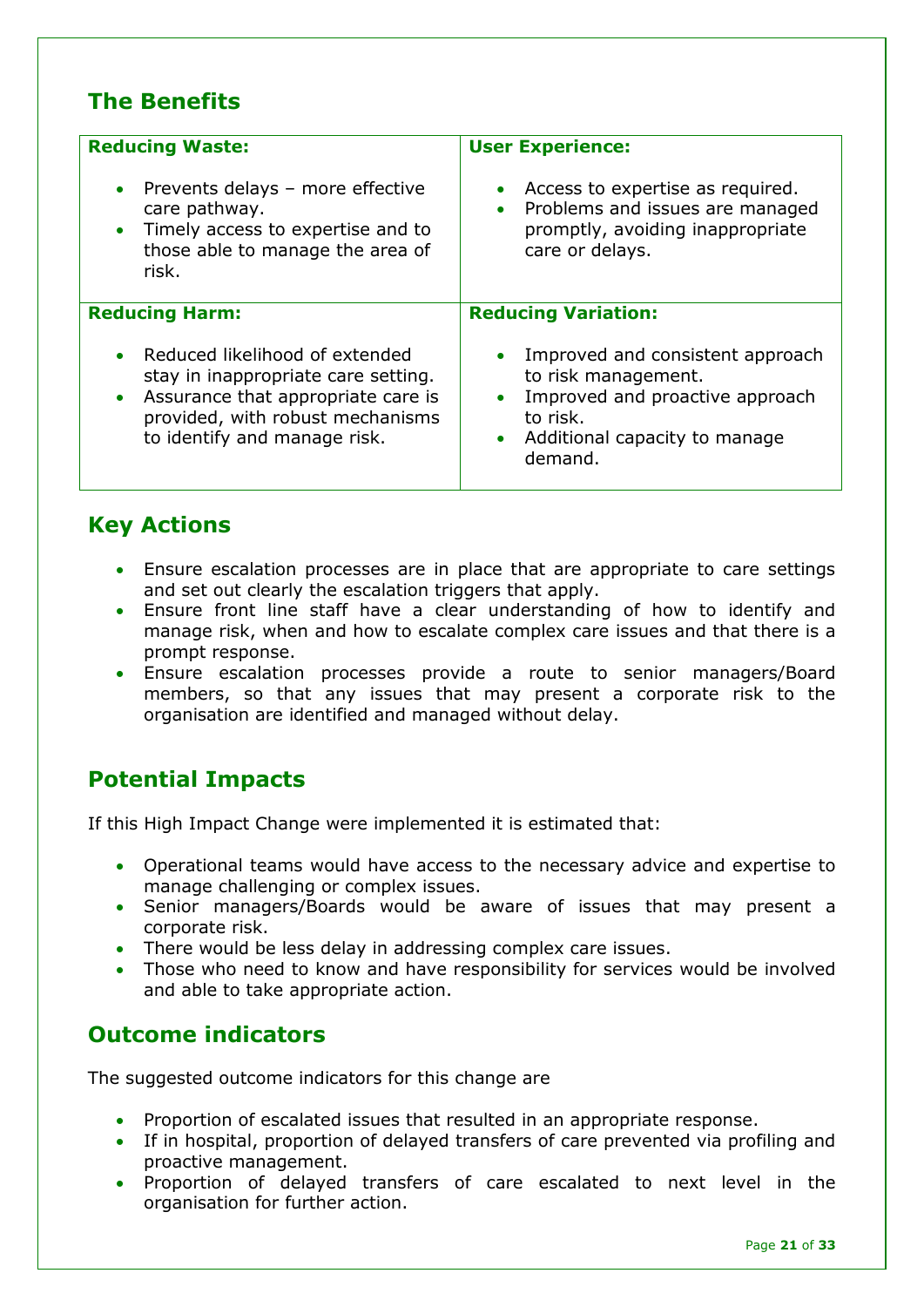## The Benefits

| | |
|---|---|
| **Reducing Waste:**<br><br>• Prevents delays – more effective care pathway.<br>• Timely access to expertise and to those able to manage the area of risk. | **User Experience:**<br><br>• Access to expertise as required.<br>• Problems and issues are managed promptly, avoiding inappropriate care or delays. |
| **Reducing Harm:**<br><br>• Reduced likelihood of extended stay in inappropriate care setting.<br>• Assurance that appropriate care is provided, with robust mechanisms to identify and manage risk. | **Reducing Variation:**<br><br>• Improved and consistent approach to risk management.<br>• Improved and proactive approach to risk.<br>• Additional capacity to manage demand. |

## Key Actions

- Ensure escalation processes are in place that are appropriate to care settings and set out clearly the escalation triggers that apply.
- Ensure front line staff have a clear understanding of how to identify and manage risk, when and how to escalate complex care issues and that there is a prompt response.
- Ensure escalation processes provide a route to senior managers/Board members, so that any issues that may present a corporate risk to the organisation are identified and managed without delay.

## Potential Impacts

If this High Impact Change were implemented it is estimated that:

- Operational teams would have access to the necessary advice and expertise to manage challenging or complex issues.
- Senior managers/Boards would be aware of issues that may present a corporate risk.
- There would be less delay in addressing complex care issues.
- Those who need to know and have responsibility for services would be involved and able to take appropriate action.

## Outcome indicators

The suggested outcome indicators for this change are

- Proportion of escalated issues that resulted in an appropriate response.
- If in hospital, proportion of delayed transfers of care prevented via profiling and proactive management.
- Proportion of delayed transfers of care escalated to next level in the organisation for further action.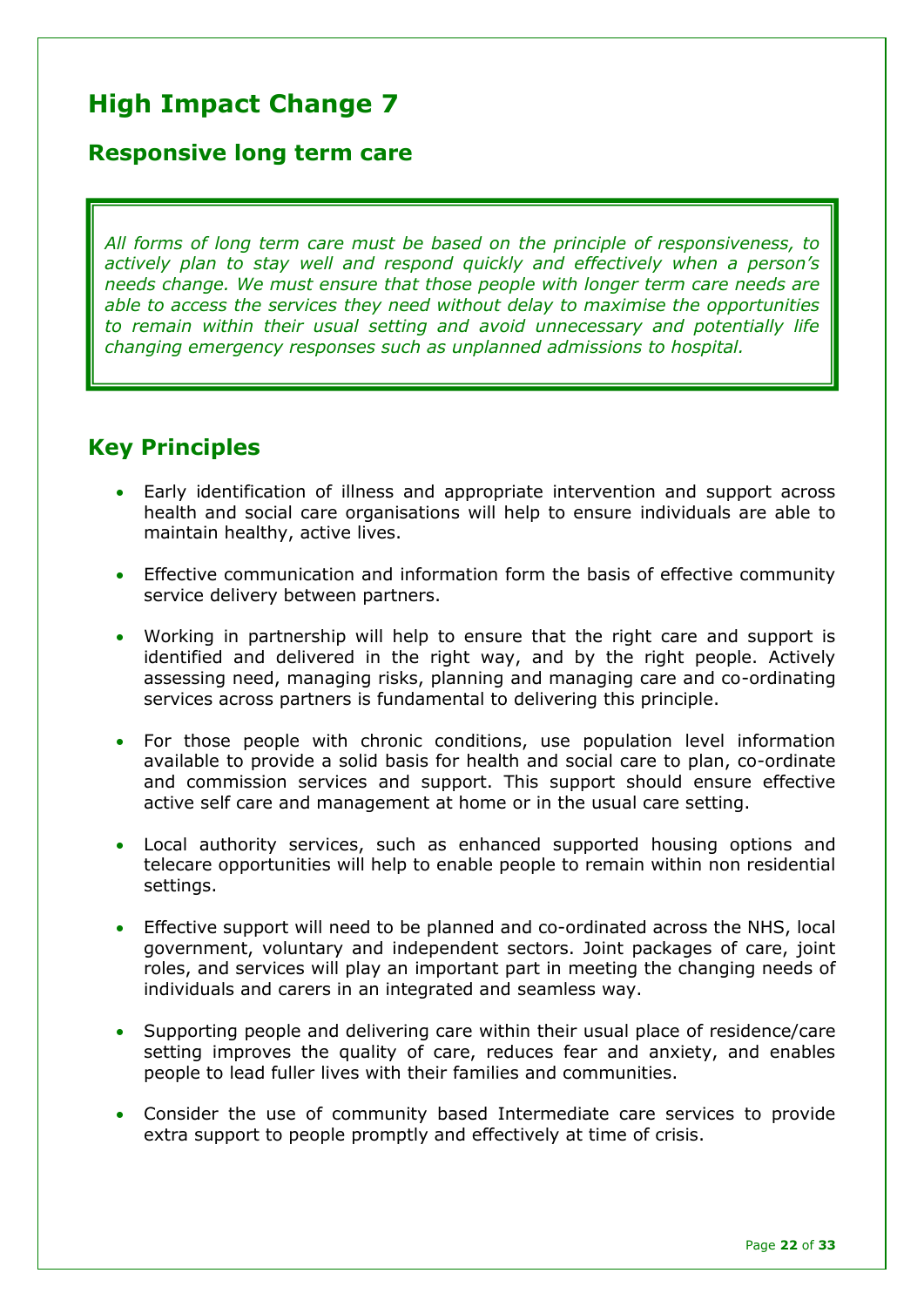# High Impact Change 7

## Responsive long term care

*All forms of long term care must be based on the principle of responsiveness, to actively plan to stay well and respond quickly and effectively when a person's needs change. We must ensure that those people with longer term care needs are able to access the services they need without delay to maximise the opportunities to remain within their usual setting and avoid unnecessary and potentially life changing emergency responses such as unplanned admissions to hospital.*

## Key Principles

- Early identification of illness and appropriate intervention and support across health and social care organisations will help to ensure individuals are able to maintain healthy, active lives.
- Effective communication and information form the basis of effective community service delivery between partners.
- Working in partnership will help to ensure that the right care and support is identified and delivered in the right way, and by the right people. Actively assessing need, managing risks, planning and managing care and co-ordinating services across partners is fundamental to delivering this principle.
- For those people with chronic conditions, use population level information available to provide a solid basis for health and social care to plan, co-ordinate and commission services and support. This support should ensure effective active self care and management at home or in the usual care setting.
- Local authority services, such as enhanced supported housing options and telecare opportunities will help to enable people to remain within non residential settings.
- Effective support will need to be planned and co-ordinated across the NHS, local government, voluntary and independent sectors. Joint packages of care, joint roles, and services will play an important part in meeting the changing needs of individuals and carers in an integrated and seamless way.
- Supporting people and delivering care within their usual place of residence/care setting improves the quality of care, reduces fear and anxiety, and enables people to lead fuller lives with their families and communities.
- Consider the use of community based Intermediate care services to provide extra support to people promptly and effectively at time of crisis.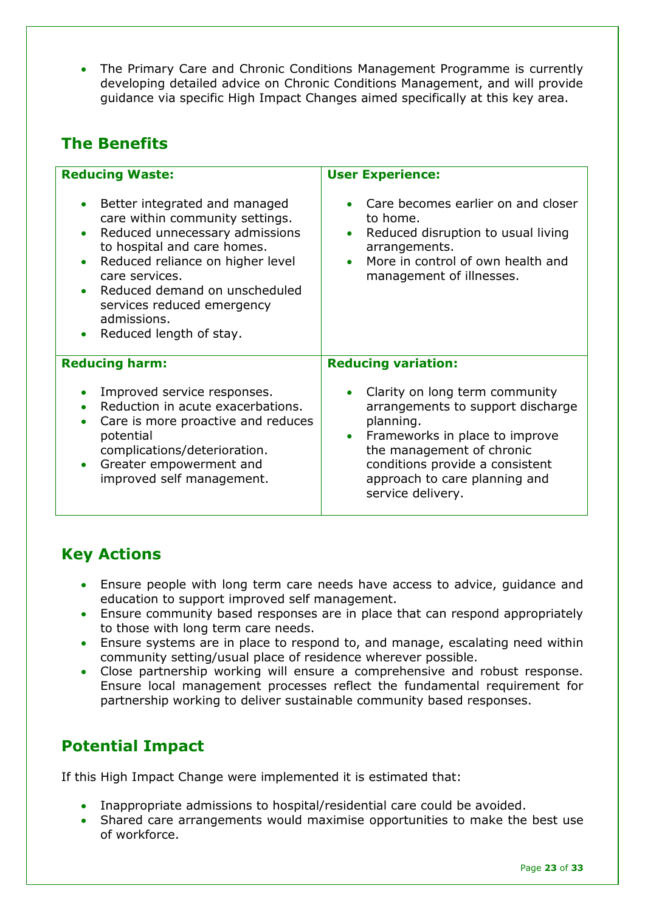- The Primary Care and Chronic Conditions Management Programme is currently developing detailed advice on Chronic Conditions Management, and will provide guidance via specific High Impact Changes aimed specifically at this key area.

## The Benefits

| | |
|---|---|
| **Reducing Waste:**<br><br>• Better integrated and managed care within community settings.<br>• Reduced unnecessary admissions to hospital and care homes.<br>• Reduced reliance on higher level care services.<br>• Reduced demand on unscheduled services reduced emergency admissions.<br>• Reduced length of stay. | **User Experience:**<br><br>• Care becomes earlier on and closer to home.<br>• Reduced disruption to usual living arrangements.<br>• More in control of own health and management of illnesses. |
| **Reducing harm:**<br><br>• Improved service responses.<br>• Reduction in acute exacerbations.<br>• Care is more proactive and reduces potential complications/deterioration.<br>• Greater empowerment and improved self management. | **Reducing variation:**<br><br>• Clarity on long term community arrangements to support discharge planning.<br>• Frameworks in place to improve the management of chronic conditions provide a consistent approach to care planning and service delivery. |

## Key Actions

- Ensure people with long term care needs have access to advice, guidance and education to support improved self management.
- Ensure community based responses are in place that can respond appropriately to those with long term care needs.
- Ensure systems are in place to respond to, and manage, escalating need within community setting/usual place of residence wherever possible.
- Close partnership working will ensure a comprehensive and robust response. Ensure local management processes reflect the fundamental requirement for partnership working to deliver sustainable community based responses.

## Potential Impact

If this High Impact Change were implemented it is estimated that:

- Inappropriate admissions to hospital/residential care could be avoided.
- Shared care arrangements would maximise opportunities to make the best use of workforce.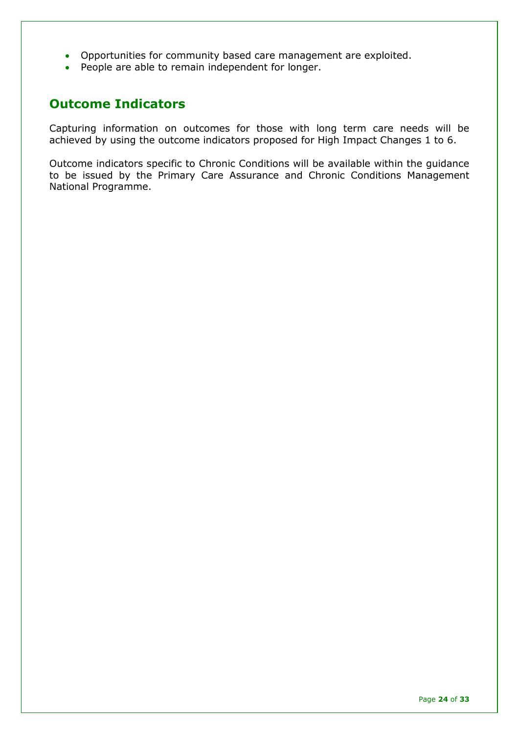- Opportunities for community based care management are exploited.
- People are able to remain independent for longer.

## Outcome Indicators

Capturing information on outcomes for those with long term care needs will be achieved by using the outcome indicators proposed for High Impact Changes 1 to 6.

Outcome indicators specific to Chronic Conditions will be available within the guidance to be issued by the Primary Care Assurance and Chronic Conditions Management National Programme.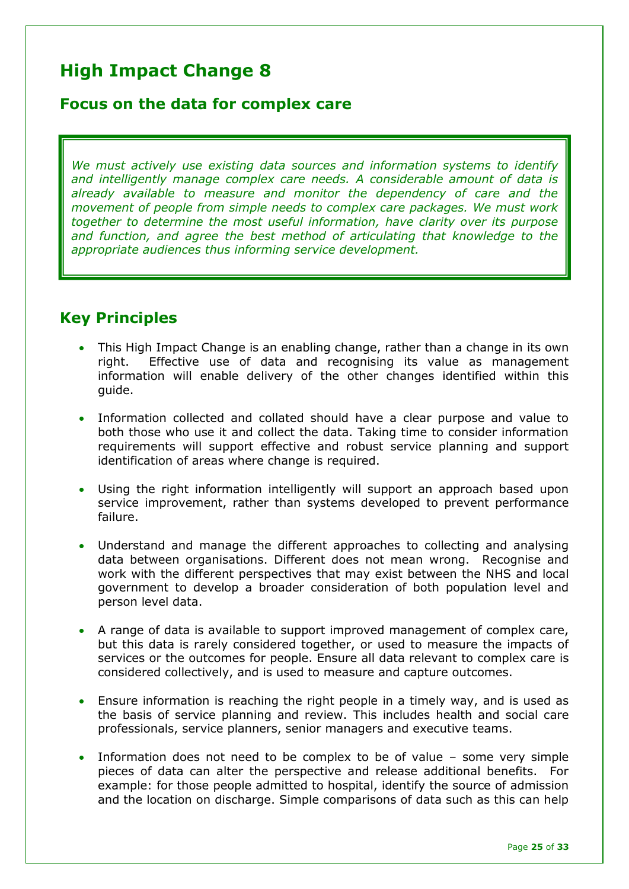# High Impact Change 8

## Focus on the data for complex care

*We must actively use existing data sources and information systems to identify and intelligently manage complex care needs. A considerable amount of data is already available to measure and monitor the dependency of care and the movement of people from simple needs to complex care packages. We must work together to determine the most useful information, have clarity over its purpose and function, and agree the best method of articulating that knowledge to the appropriate audiences thus informing service development.*

## Key Principles

- This High Impact Change is an enabling change, rather than a change in its own right. Effective use of data and recognising its value as management information will enable delivery of the other changes identified within this guide.

- Information collected and collated should have a clear purpose and value to both those who use it and collect the data. Taking time to consider information requirements will support effective and robust service planning and support identification of areas where change is required.

- Using the right information intelligently will support an approach based upon service improvement, rather than systems developed to prevent performance failure.

- Understand and manage the different approaches to collecting and analysing data between organisations. Different does not mean wrong. Recognise and work with the different perspectives that may exist between the NHS and local government to develop a broader consideration of both population level and person level data.

- A range of data is available to support improved management of complex care, but this data is rarely considered together, or used to measure the impacts of services or the outcomes for people. Ensure all data relevant to complex care is considered collectively, and is used to measure and capture outcomes.

- Ensure information is reaching the right people in a timely way, and is used as the basis of service planning and review. This includes health and social care professionals, service planners, senior managers and executive teams.

- Information does not need to be complex to be of value – some very simple pieces of data can alter the perspective and release additional benefits. For example: for those people admitted to hospital, identify the source of admission and the location on discharge. Simple comparisons of data such as this can help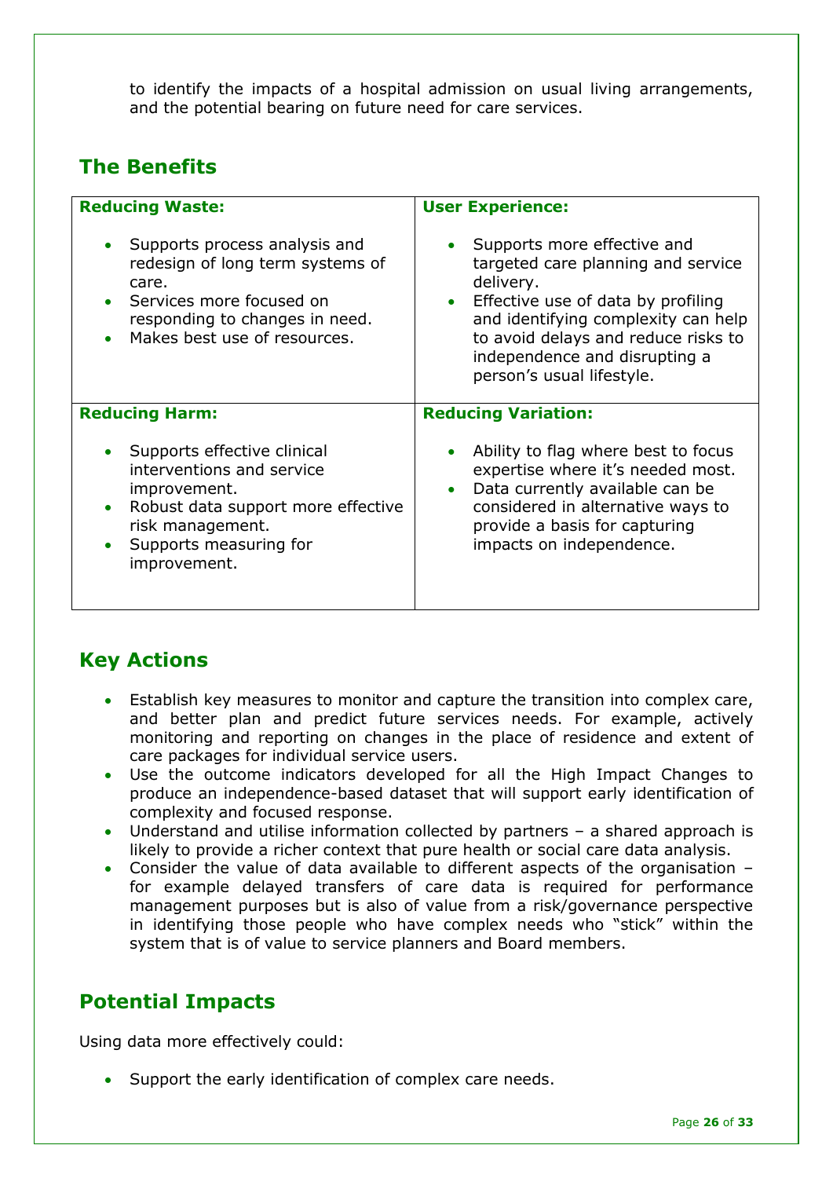to identify the impacts of a hospital admission on usual living arrangements, and the potential bearing on future need for care services.

## The Benefits

| | |
|---|---|
| **Reducing Waste:**<br><br>• Supports process analysis and redesign of long term systems of care.<br>• Services more focused on responding to changes in need.<br>• Makes best use of resources. | **User Experience:**<br><br>• Supports more effective and targeted care planning and service delivery.<br>• Effective use of data by profiling and identifying complexity can help to avoid delays and reduce risks to independence and disrupting a person's usual lifestyle. |
| **Reducing Harm:**<br><br>• Supports effective clinical interventions and service improvement.<br>• Robust data support more effective risk management.<br>• Supports measuring for improvement. | **Reducing Variation:**<br><br>• Ability to flag where best to focus expertise where it's needed most.<br>• Data currently available can be considered in alternative ways to provide a basis for capturing impacts on independence. |

## Key Actions

- Establish key measures to monitor and capture the transition into complex care, and better plan and predict future services needs. For example, actively monitoring and reporting on changes in the place of residence and extent of care packages for individual service users.
- Use the outcome indicators developed for all the High Impact Changes to produce an independence-based dataset that will support early identification of complexity and focused response.
- Understand and utilise information collected by partners – a shared approach is likely to provide a richer context that pure health or social care data analysis.
- Consider the value of data available to different aspects of the organisation – for example delayed transfers of care data is required for performance management purposes but is also of value from a risk/governance perspective in identifying those people who have complex needs who "stick" within the system that is of value to service planners and Board members.

## Potential Impacts

Using data more effectively could:

- Support the early identification of complex care needs.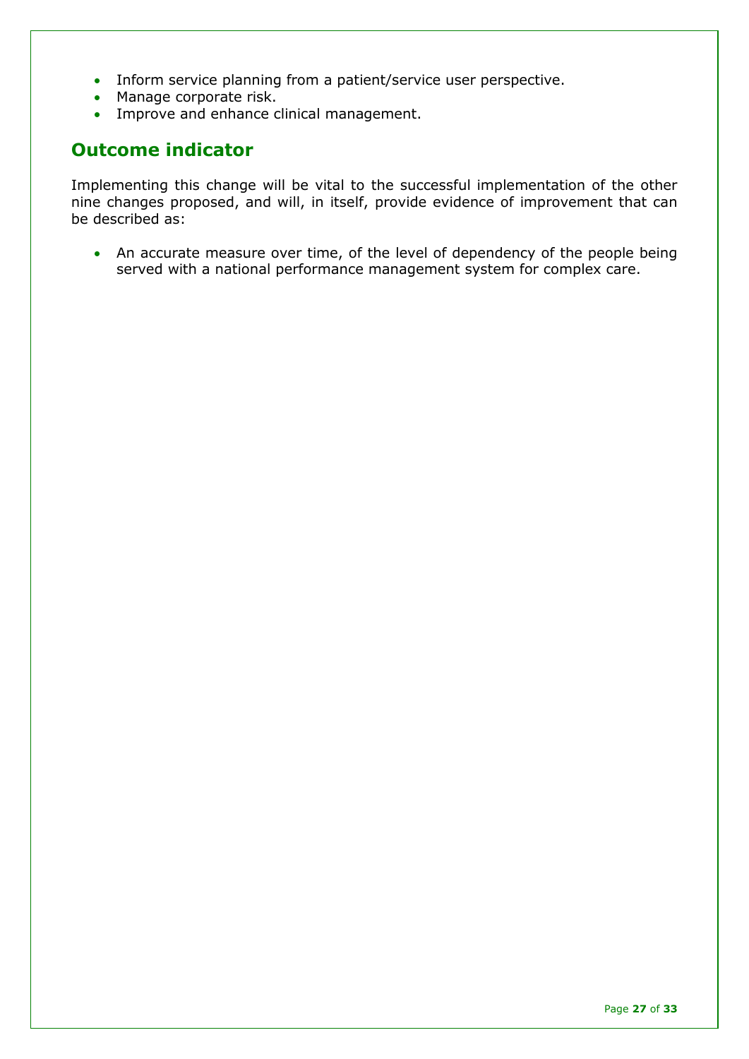- Inform service planning from a patient/service user perspective.
- Manage corporate risk.
- Improve and enhance clinical management.

## Outcome indicator

Implementing this change will be vital to the successful implementation of the other nine changes proposed, and will, in itself, provide evidence of improvement that can be described as:

- An accurate measure over time, of the level of dependency of the people being served with a national performance management system for complex care.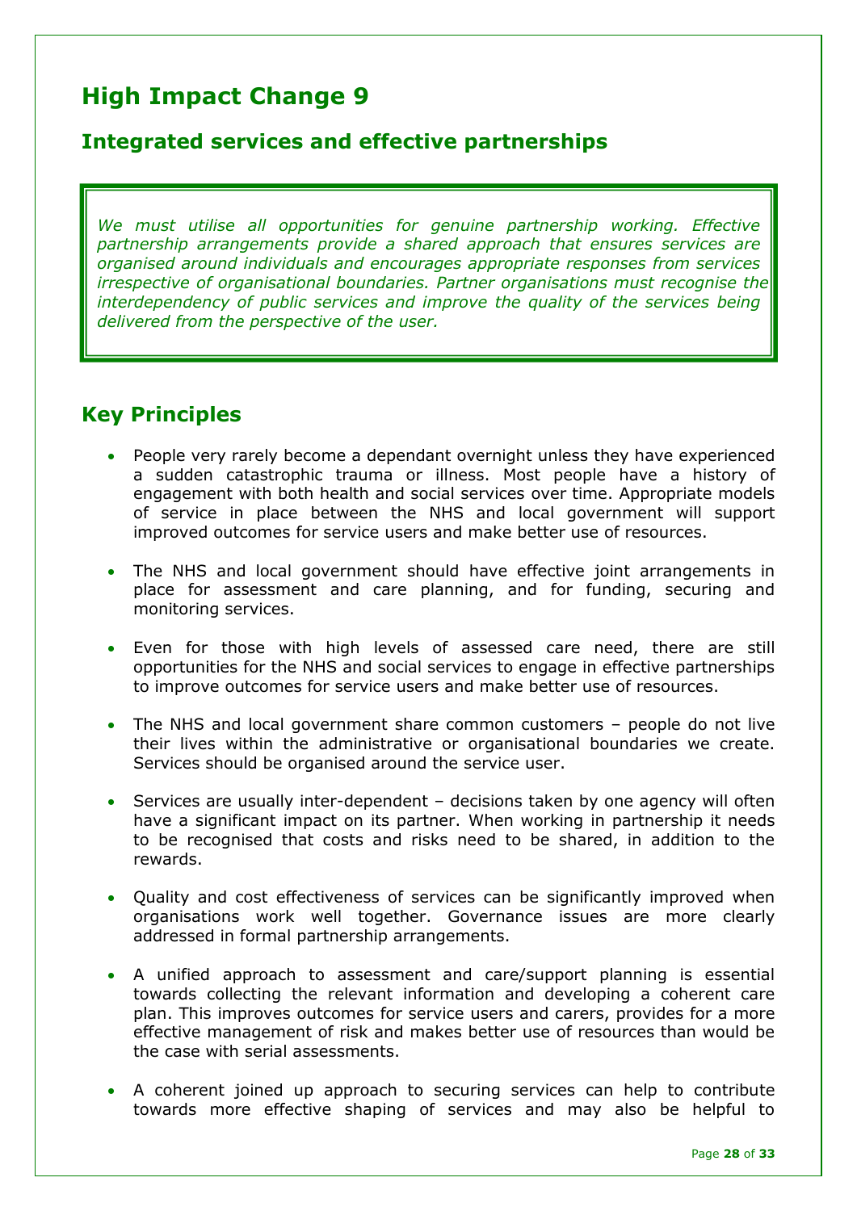# High Impact Change 9

## Integrated services and effective partnerships

*We must utilise all opportunities for genuine partnership working. Effective partnership arrangements provide a shared approach that ensures services are organised around individuals and encourages appropriate responses from services irrespective of organisational boundaries. Partner organisations must recognise the interdependency of public services and improve the quality of the services being delivered from the perspective of the user.*

## Key Principles

- People very rarely become a dependant overnight unless they have experienced a sudden catastrophic trauma or illness. Most people have a history of engagement with both health and social services over time. Appropriate models of service in place between the NHS and local government will support improved outcomes for service users and make better use of resources.

- The NHS and local government should have effective joint arrangements in place for assessment and care planning, and for funding, securing and monitoring services.

- Even for those with high levels of assessed care need, there are still opportunities for the NHS and social services to engage in effective partnerships to improve outcomes for service users and make better use of resources.

- The NHS and local government share common customers – people do not live their lives within the administrative or organisational boundaries we create. Services should be organised around the service user.

- Services are usually inter-dependent – decisions taken by one agency will often have a significant impact on its partner. When working in partnership it needs to be recognised that costs and risks need to be shared, in addition to the rewards.

- Quality and cost effectiveness of services can be significantly improved when organisations work well together. Governance issues are more clearly addressed in formal partnership arrangements.

- A unified approach to assessment and care/support planning is essential towards collecting the relevant information and developing a coherent care plan. This improves outcomes for service users and carers, provides for a more effective management of risk and makes better use of resources than would be the case with serial assessments.

- A coherent joined up approach to securing services can help to contribute towards more effective shaping of services and may also be helpful to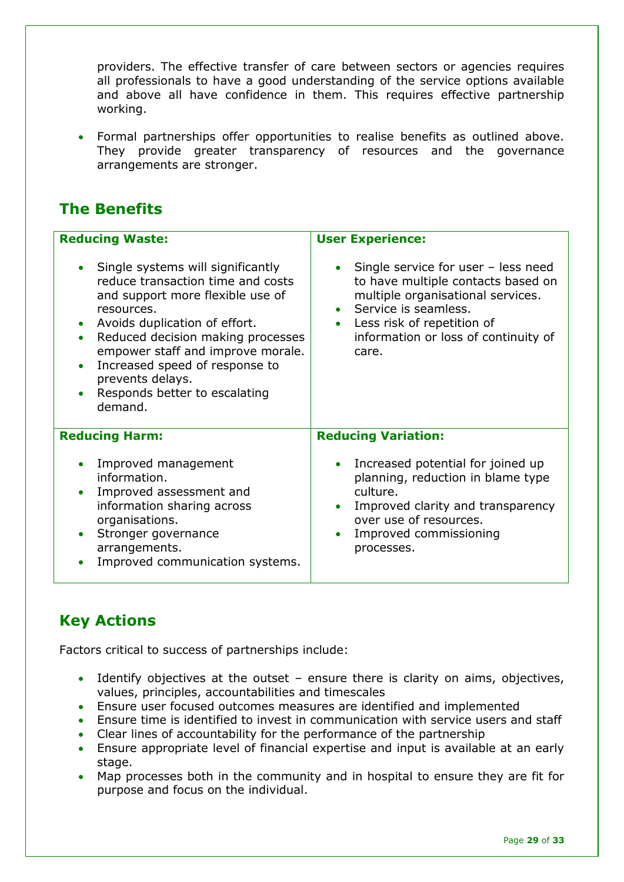providers. The effective transfer of care between sectors or agencies requires all professionals to have a good understanding of the service options available and above all have confidence in them. This requires effective partnership working.

- Formal partnerships offer opportunities to realise benefits as outlined above. They provide greater transparency of resources and the governance arrangements are stronger.

## The Benefits

| | |
|---|---|
| **Reducing Waste:**<br><br>• Single systems will significantly reduce transaction time and costs and support more flexible use of resources.<br>• Avoids duplication of effort.<br>• Reduced decision making processes empower staff and improve morale.<br>• Increased speed of response to prevents delays.<br>• Responds better to escalating demand. | **User Experience:**<br><br>• Single service for user – less need to have multiple contacts based on multiple organisational services.<br>• Service is seamless.<br>• Less risk of repetition of information or loss of continuity of care. |
| **Reducing Harm:**<br><br>• Improved management information.<br>• Improved assessment and information sharing across organisations.<br>• Stronger governance arrangements.<br>• Improved communication systems. | **Reducing Variation:**<br><br>• Increased potential for joined up planning, reduction in blame type culture.<br>• Improved clarity and transparency over use of resources.<br>• Improved commissioning processes. |

## Key Actions

Factors critical to success of partnerships include:

- Identify objectives at the outset – ensure there is clarity on aims, objectives, values, principles, accountabilities and timescales
- Ensure user focused outcomes measures are identified and implemented
- Ensure time is identified to invest in communication with service users and staff
- Clear lines of accountability for the performance of the partnership
- Ensure appropriate level of financial expertise and input is available at an early stage.
- Map processes both in the community and in hospital to ensure they are fit for purpose and focus on the individual.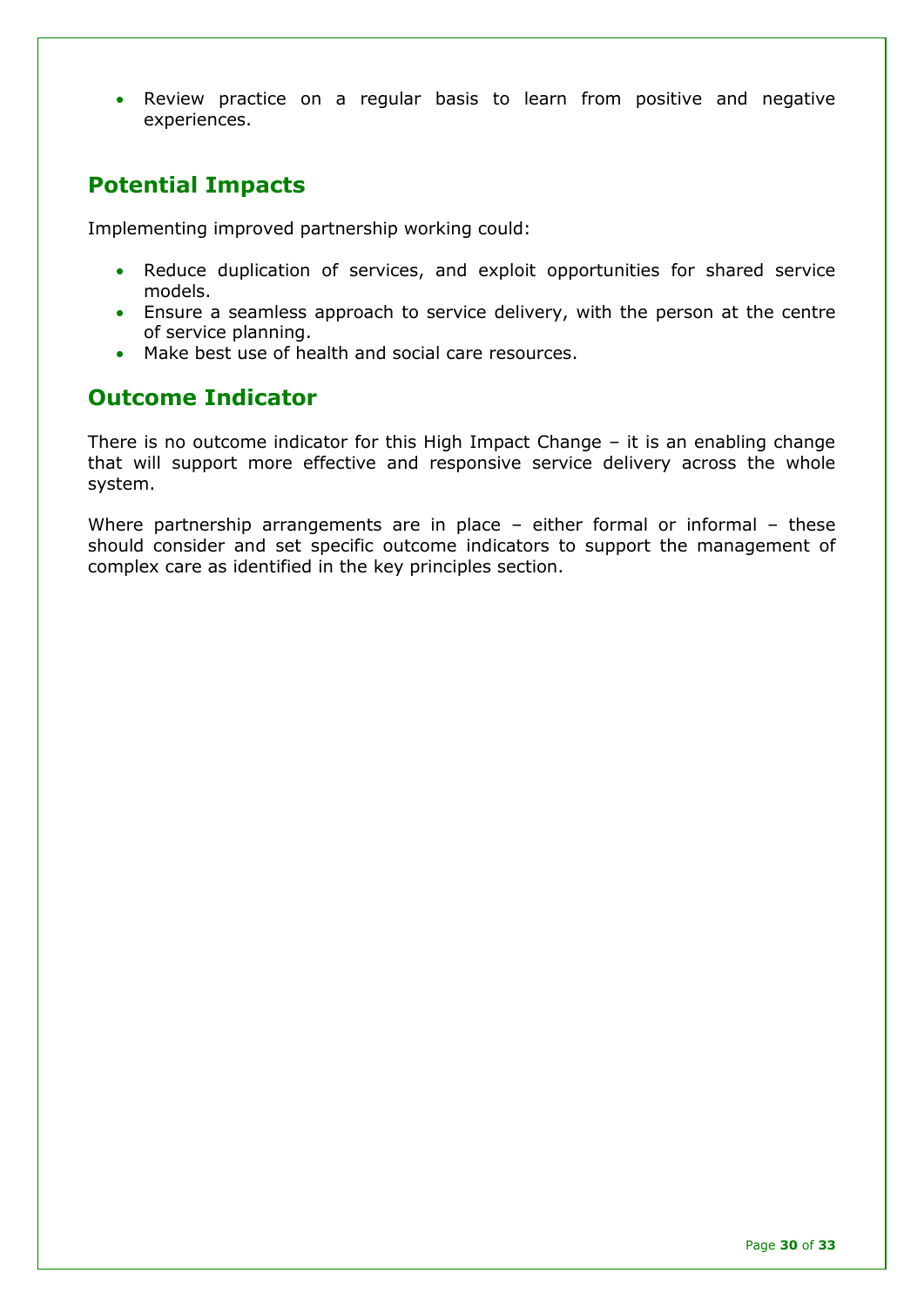- Review practice on a regular basis to learn from positive and negative experiences.

## Potential Impacts

Implementing improved partnership working could:

- Reduce duplication of services, and exploit opportunities for shared service models.
- Ensure a seamless approach to service delivery, with the person at the centre of service planning.
- Make best use of health and social care resources.

## Outcome Indicator

There is no outcome indicator for this High Impact Change – it is an enabling change that will support more effective and responsive service delivery across the whole system.

Where partnership arrangements are in place – either formal or informal – these should consider and set specific outcome indicators to support the management of complex care as identified in the key principles section.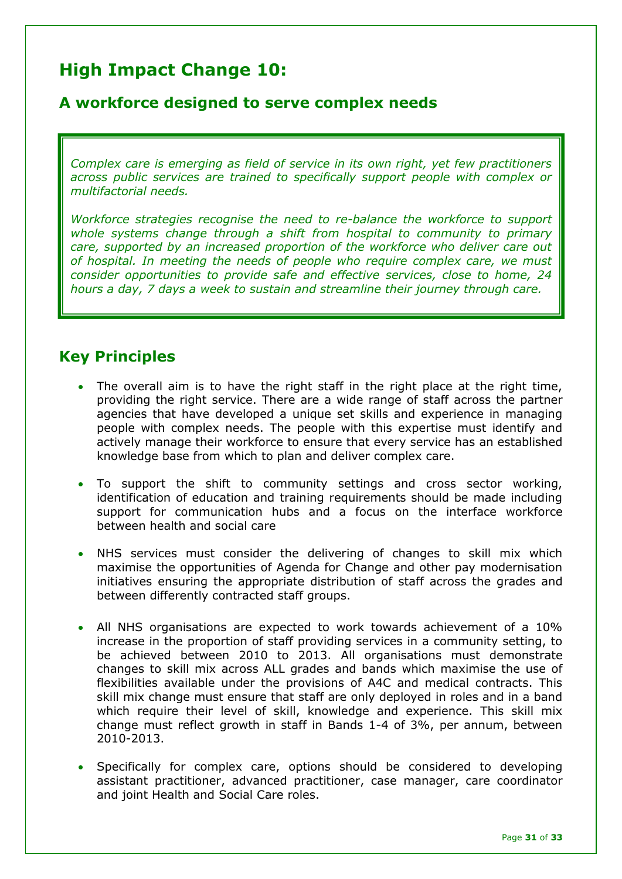# High Impact Change 10:

## A workforce designed to serve complex needs

*Complex care is emerging as field of service in its own right, yet few practitioners across public services are trained to specifically support people with complex or multifactorial needs.*

*Workforce strategies recognise the need to re-balance the workforce to support whole systems change through a shift from hospital to community to primary care, supported by an increased proportion of the workforce who deliver care out of hospital. In meeting the needs of people who require complex care, we must consider opportunities to provide safe and effective services, close to home, 24 hours a day, 7 days a week to sustain and streamline their journey through care.*

## Key Principles

- The overall aim is to have the right staff in the right place at the right time, providing the right service. There are a wide range of staff across the partner agencies that have developed a unique set skills and experience in managing people with complex needs. The people with this expertise must identify and actively manage their workforce to ensure that every service has an established knowledge base from which to plan and deliver complex care.

- To support the shift to community settings and cross sector working, identification of education and training requirements should be made including support for communication hubs and a focus on the interface workforce between health and social care

- NHS services must consider the delivering of changes to skill mix which maximise the opportunities of Agenda for Change and other pay modernisation initiatives ensuring the appropriate distribution of staff across the grades and between differently contracted staff groups.

- All NHS organisations are expected to work towards achievement of a 10% increase in the proportion of staff providing services in a community setting, to be achieved between 2010 to 2013. All organisations must demonstrate changes to skill mix across ALL grades and bands which maximise the use of flexibilities available under the provisions of A4C and medical contracts. This skill mix change must ensure that staff are only deployed in roles and in a band which require their level of skill, knowledge and experience. This skill mix change must reflect growth in staff in Bands 1-4 of 3%, per annum, between 2010-2013.

- Specifically for complex care, options should be considered to developing assistant practitioner, advanced practitioner, case manager, care coordinator and joint Health and Social Care roles.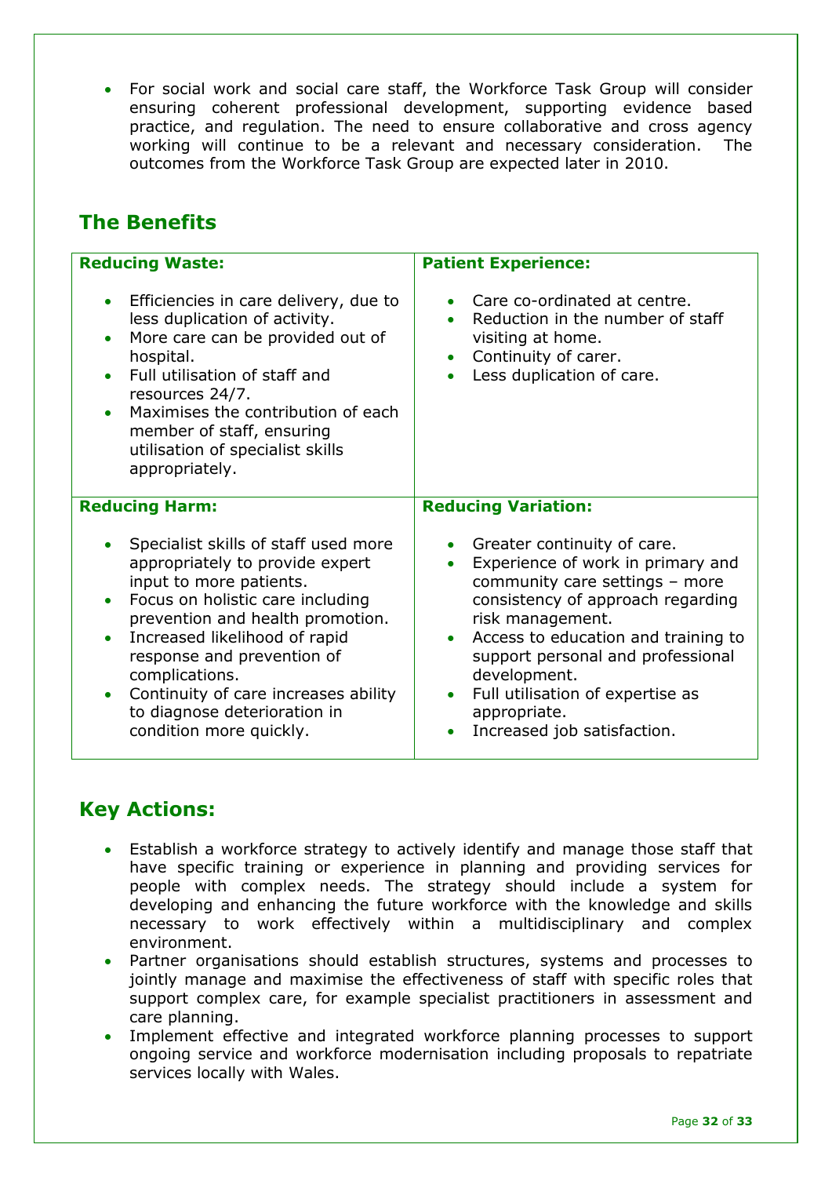- For social work and social care staff, the Workforce Task Group will consider ensuring coherent professional development, supporting evidence based practice, and regulation. The need to ensure collaborative and cross agency working will continue to be a relevant and necessary consideration. The outcomes from the Workforce Task Group are expected later in 2010.

## The Benefits

| | |
|---|---|
| **Reducing Waste:**<br><br>• Efficiencies in care delivery, due to less duplication of activity.<br>• More care can be provided out of hospital.<br>• Full utilisation of staff and resources 24/7.<br>• Maximises the contribution of each member of staff, ensuring utilisation of specialist skills appropriately. | **Patient Experience:**<br><br>• Care co-ordinated at centre.<br>• Reduction in the number of staff visiting at home.<br>• Continuity of carer.<br>• Less duplication of care. |
| **Reducing Harm:**<br><br>• Specialist skills of staff used more appropriately to provide expert input to more patients.<br>• Focus on holistic care including prevention and health promotion.<br>• Increased likelihood of rapid response and prevention of complications.<br>• Continuity of care increases ability to diagnose deterioration in condition more quickly. | **Reducing Variation:**<br><br>• Greater continuity of care.<br>• Experience of work in primary and community care settings – more consistency of approach regarding risk management.<br>• Access to education and training to support personal and professional development.<br>• Full utilisation of expertise as appropriate.<br>• Increased job satisfaction. |

## Key Actions:

- Establish a workforce strategy to actively identify and manage those staff that have specific training or experience in planning and providing services for people with complex needs. The strategy should include a system for developing and enhancing the future workforce with the knowledge and skills necessary to work effectively within a multidisciplinary and complex environment.
- Partner organisations should establish structures, systems and processes to jointly manage and maximise the effectiveness of staff with specific roles that support complex care, for example specialist practitioners in assessment and care planning.
- Implement effective and integrated workforce planning processes to support ongoing service and workforce modernisation including proposals to repatriate services locally with Wales.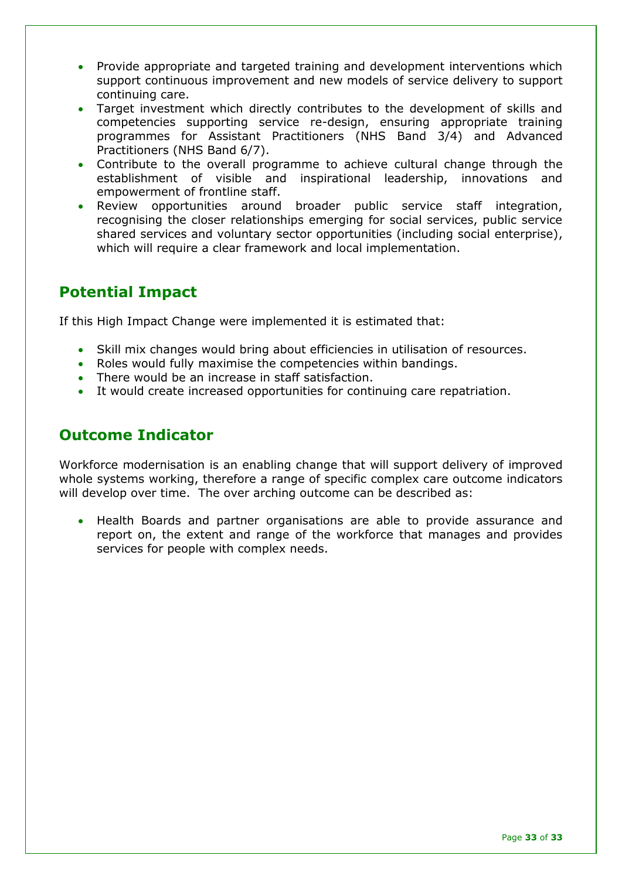- Provide appropriate and targeted training and development interventions which support continuous improvement and new models of service delivery to support continuing care.
- Target investment which directly contributes to the development of skills and competencies supporting service re-design, ensuring appropriate training programmes for Assistant Practitioners (NHS Band 3/4) and Advanced Practitioners (NHS Band 6/7).
- Contribute to the overall programme to achieve cultural change through the establishment of visible and inspirational leadership, innovations and empowerment of frontline staff.
- Review opportunities around broader public service staff integration, recognising the closer relationships emerging for social services, public service shared services and voluntary sector opportunities (including social enterprise), which will require a clear framework and local implementation.

## Potential Impact

If this High Impact Change were implemented it is estimated that:

- Skill mix changes would bring about efficiencies in utilisation of resources.
- Roles would fully maximise the competencies within bandings.
- There would be an increase in staff satisfaction.
- It would create increased opportunities for continuing care repatriation.

## Outcome Indicator

Workforce modernisation is an enabling change that will support delivery of improved whole systems working, therefore a range of specific complex care outcome indicators will develop over time. The over arching outcome can be described as:

- Health Boards and partner organisations are able to provide assurance and report on, the extent and range of the workforce that manages and provides services for people with complex needs.